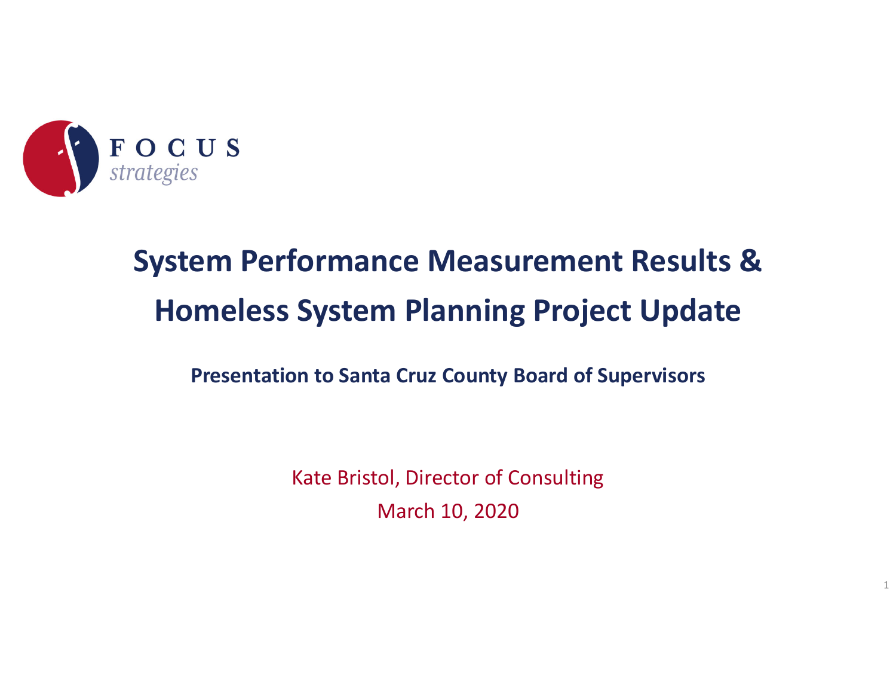FOCUS *strategies*

# System Performance Measurement Results & Homeless System Planning Project Update

**Presentation to Santa Cruz County Board of Supervisors**

Kate Bristol, Director of Consulting

March 10, 2020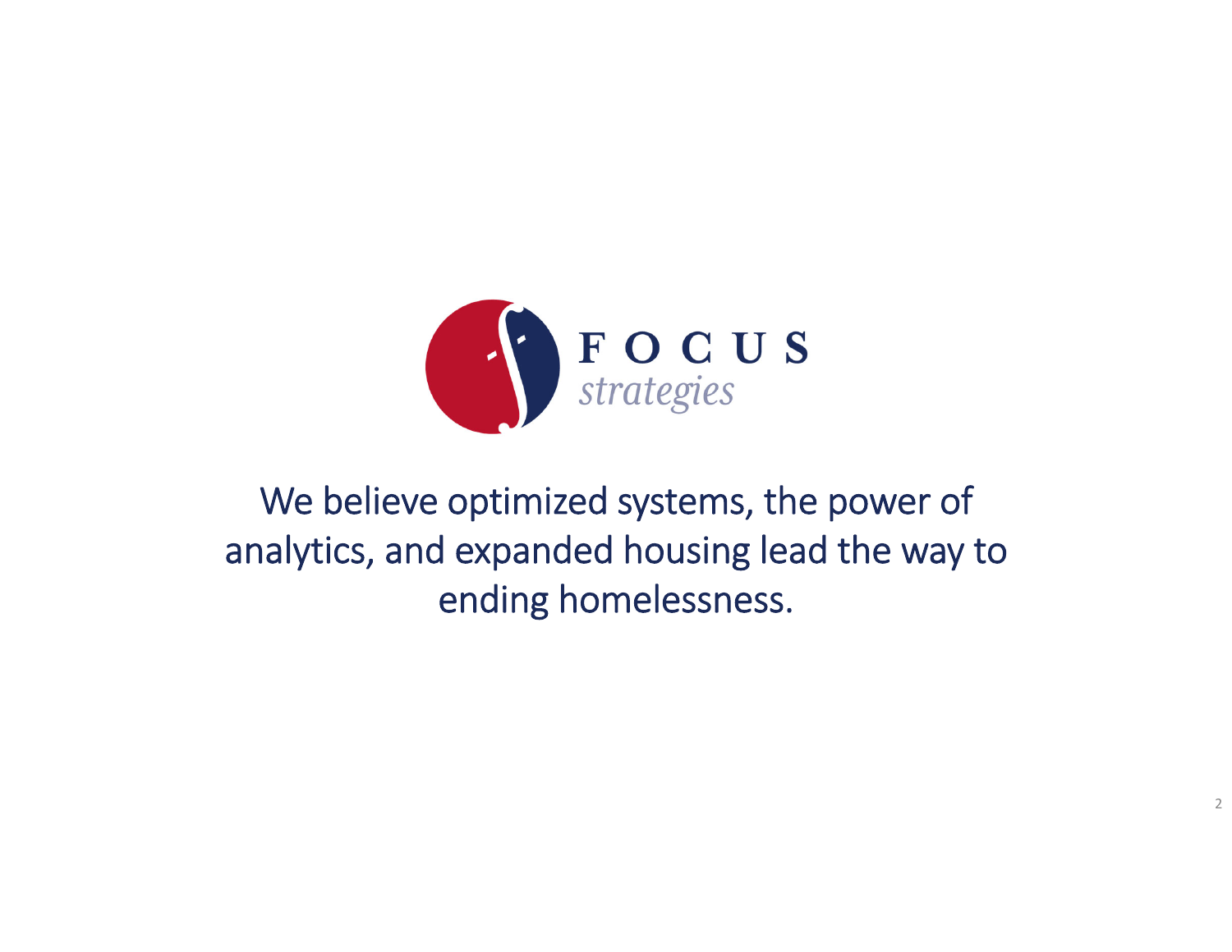FOCUS *strategies*

We believe optimized systems, the power of analytics, and expanded housing lead the way to ending homelessness.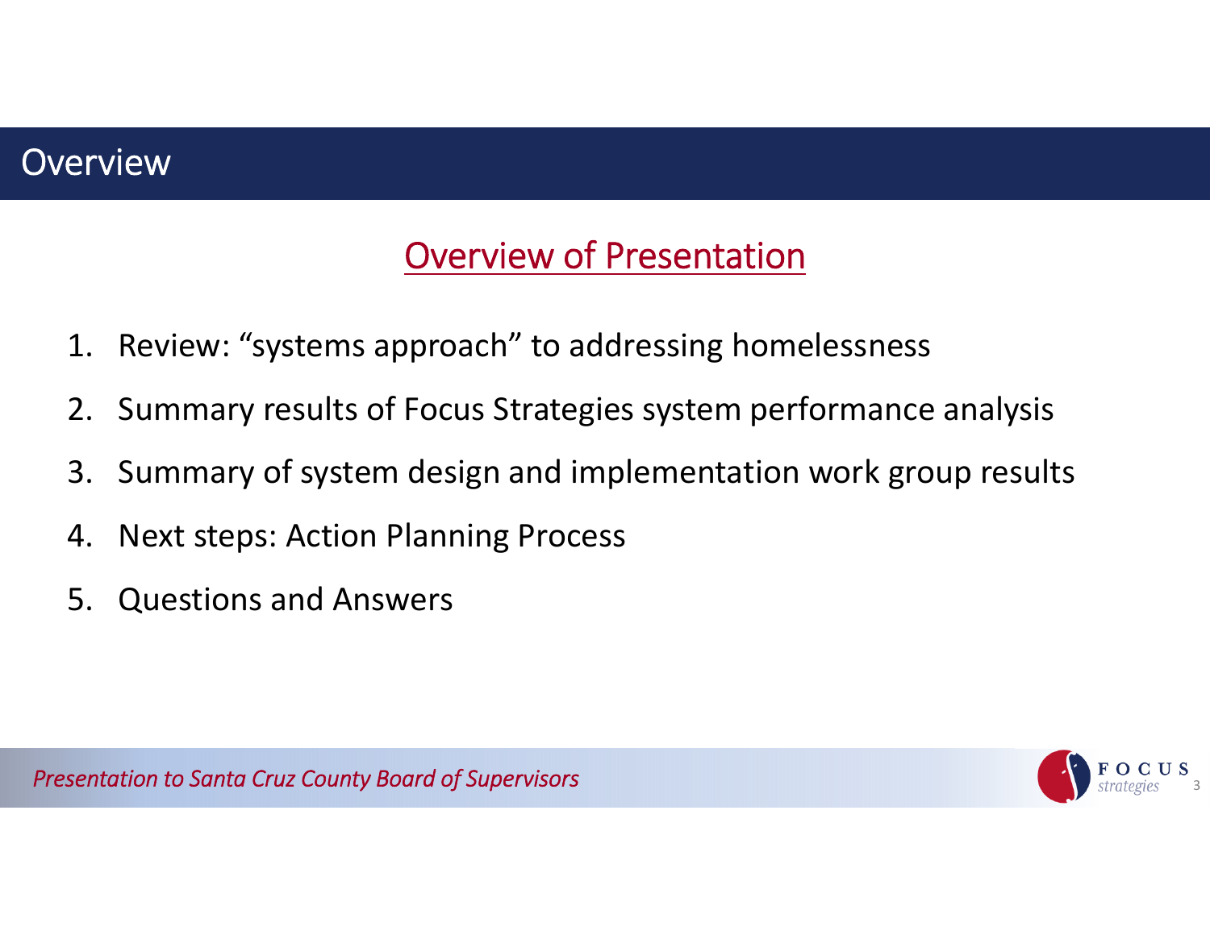# Overview

## Overview of Presentation

1. Review: "systems approach" to addressing homelessness
2. Summary results of Focus Strategies system performance analysis
3. Summary of system design and implementation work group results
4. Next steps: Action Planning Process
5. Questions and Answers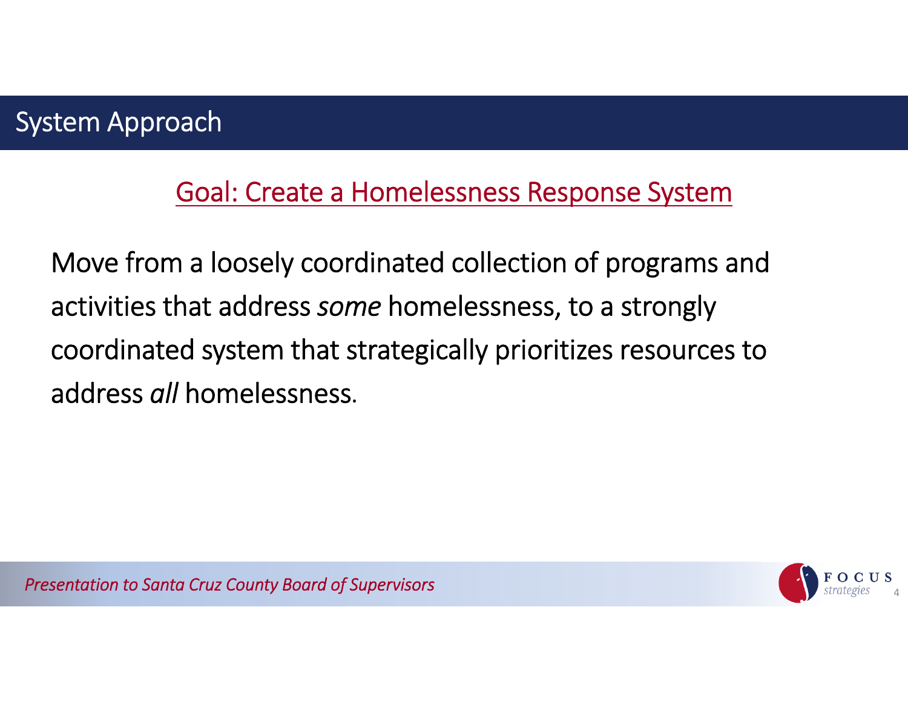# System Approach

## Goal: Create a Homelessness Response System

Move from a loosely coordinated collection of programs and activities that address *some* homelessness, to a strongly coordinated system that strategically prioritizes resources to address *all* homelessness.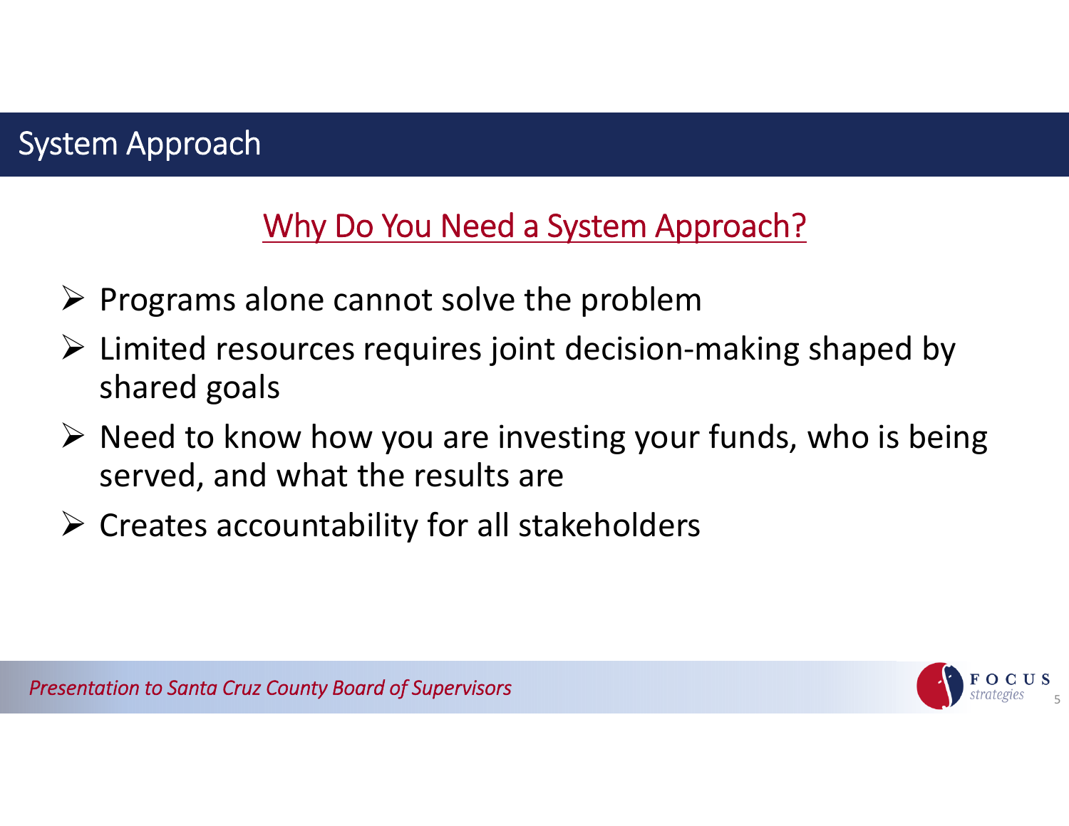# System Approach

## Why Do You Need a System Approach?

- Programs alone cannot solve the problem
- Limited resources requires joint decision-making shaped by shared goals
- Need to know how you are investing your funds, who is being served, and what the results are
- Creates accountability for all stakeholders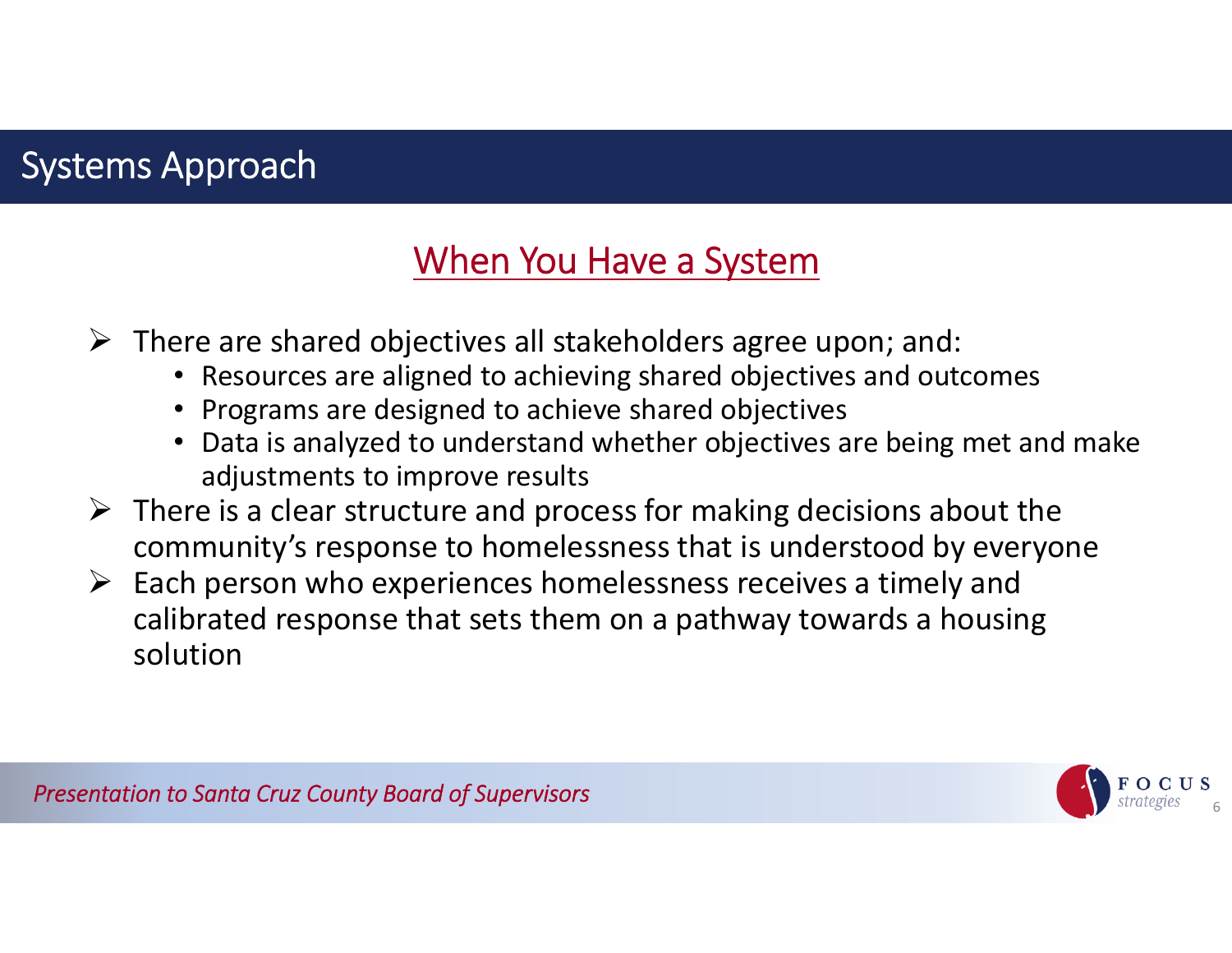# Systems Approach

## When You Have a System

- There are shared objectives all stakeholders agree upon; and:
  - Resources are aligned to achieving shared objectives and outcomes
  - Programs are designed to achieve shared objectives
  - Data is analyzed to understand whether objectives are being met and make adjustments to improve results
- There is a clear structure and process for making decisions about the community's response to homelessness that is understood by everyone
- Each person who experiences homelessness receives a timely and calibrated response that sets them on a pathway towards a housing solution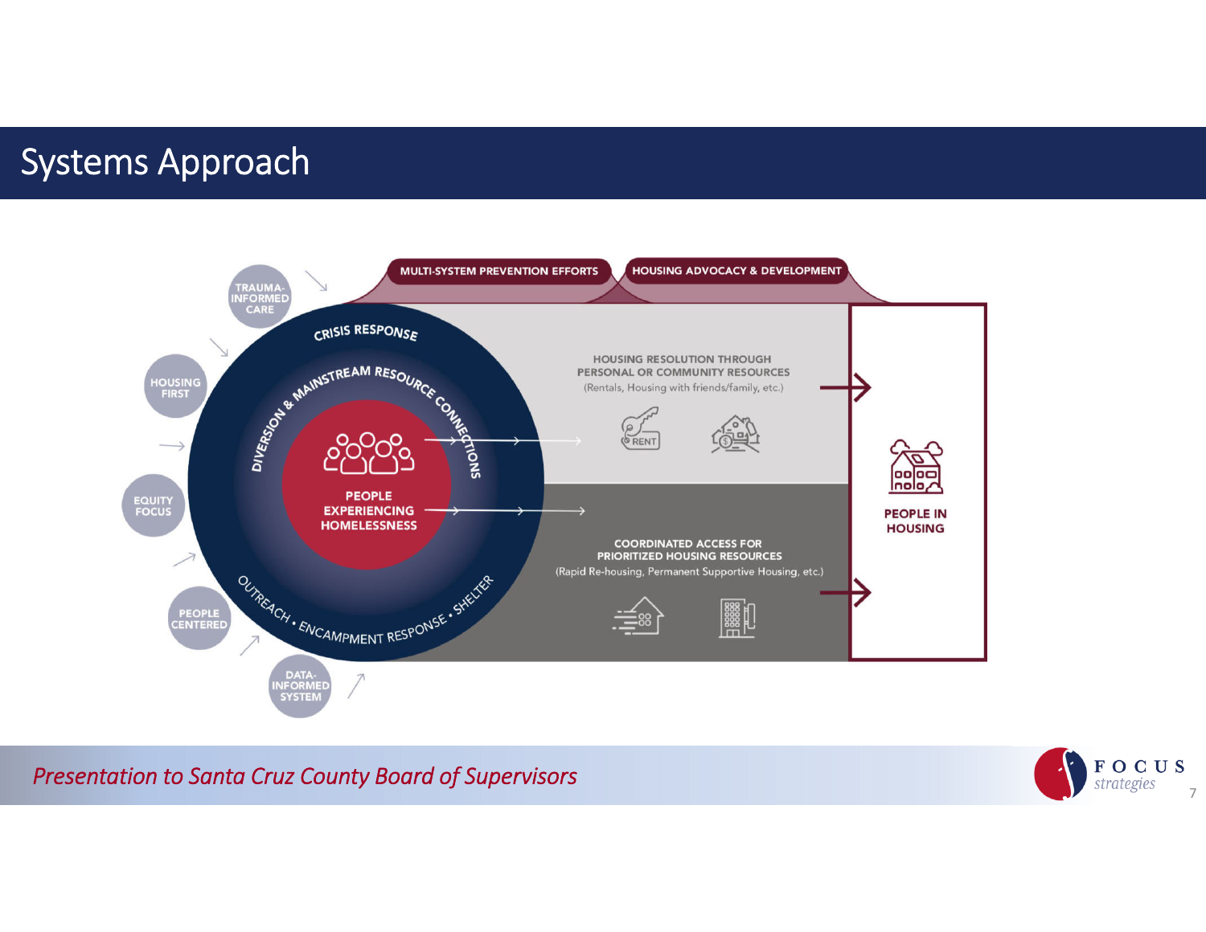# Systems Approach

TRAUMA-INFORMED CARE

HOUSING FIRST

EQUITY FOCUS

PEOPLE CENTERED

DATA-INFORMED SYSTEM

MULTI-SYSTEM PREVENTION EFFORTS

HOUSING ADVOCACY & DEVELOPMENT

CRISIS RESPONSE

DIVERSION & MAINSTREAM RESOURCE CONNECTIONS

PEOPLE EXPERIENCING HOMELESSNESS

OUTREACH • ENCAMPMENT RESPONSE • SHELTER

HOUSING RESOLUTION THROUGH PERSONAL OR COMMUNITY RESOURCES
(Rentals, Housing with friends/family, etc.)

COORDINATED ACCESS FOR PRIORITIZED HOUSING RESOURCES
(Rapid Re-housing, Permanent Supportive Housing, etc.)

PEOPLE IN HOUSING

*Presentation to Santa Cruz County Board of Supervisors*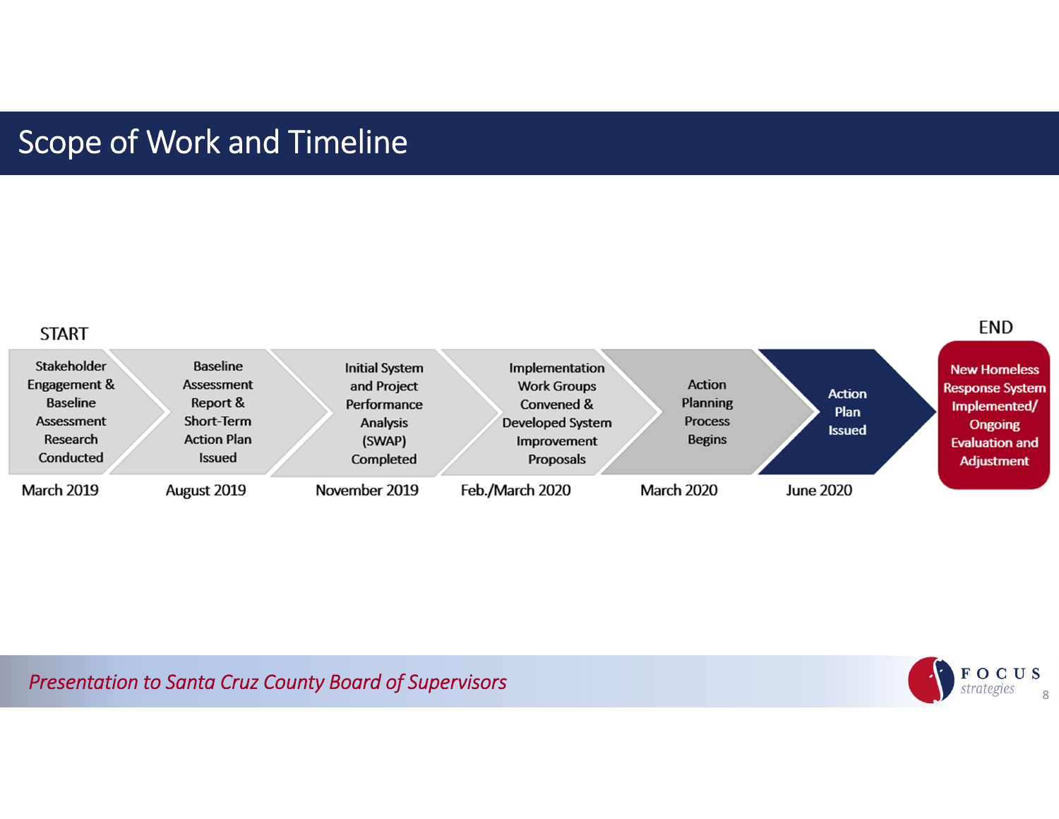# Scope of Work and Timeline

START

| Milestone | Date |
|---|---|
| Stakeholder Engagement & Baseline Assessment Research Conducted | March 2019 |
| Baseline Assessment Report & Short-Term Action Plan Issued | August 2019 |
| Initial System and Project Performance Analysis (SWAP) Completed | November 2019 |
| Implementation Work Groups Convened & Developed System Improvement Proposals | Feb./March 2020 |
| Action Planning Process Begins | March 2020 |
| Action Plan Issued | June 2020 |
| New Homeless Response System Implemented/ Ongoing Evaluation and Adjustment | |

END

*Presentation to Santa Cruz County Board of Supervisors*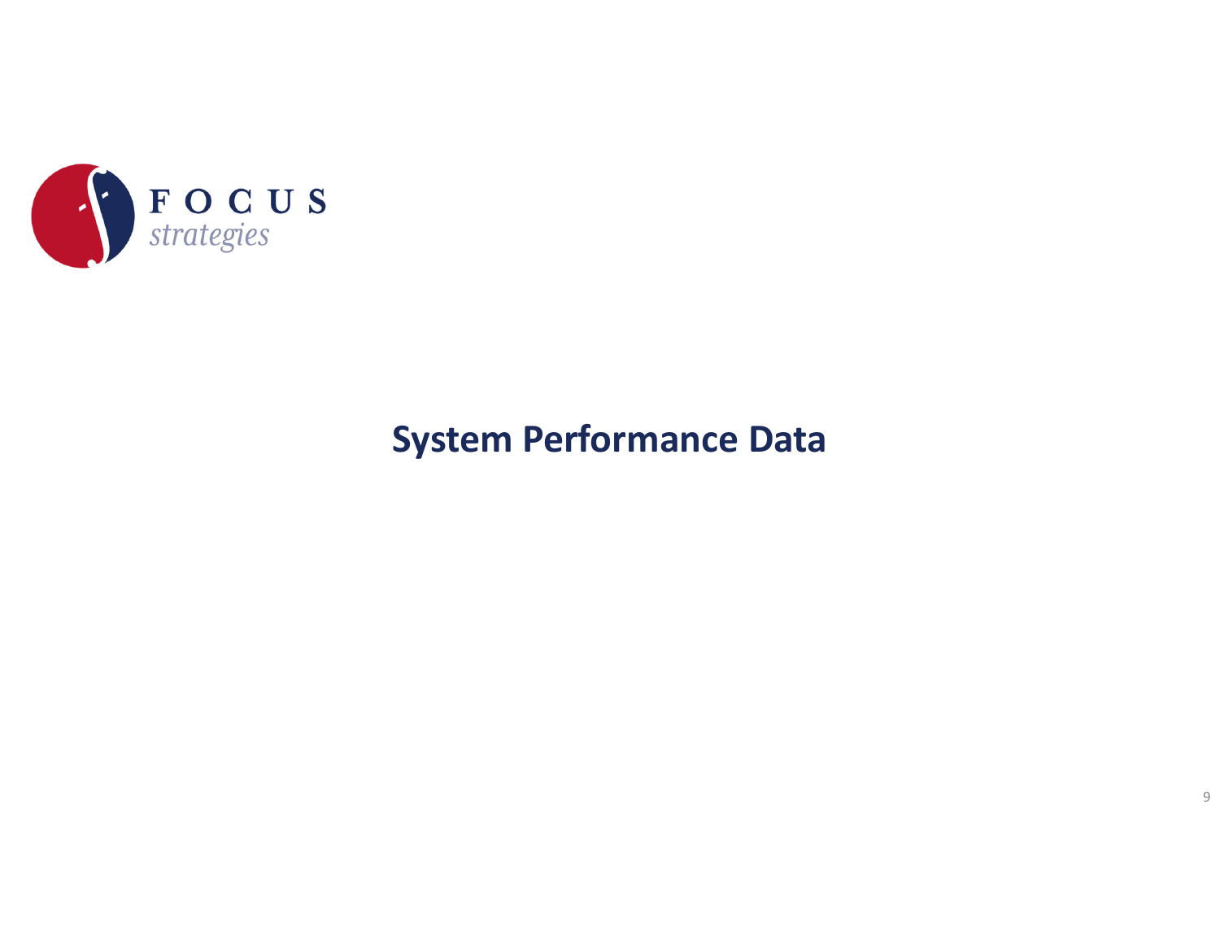# System Performance Data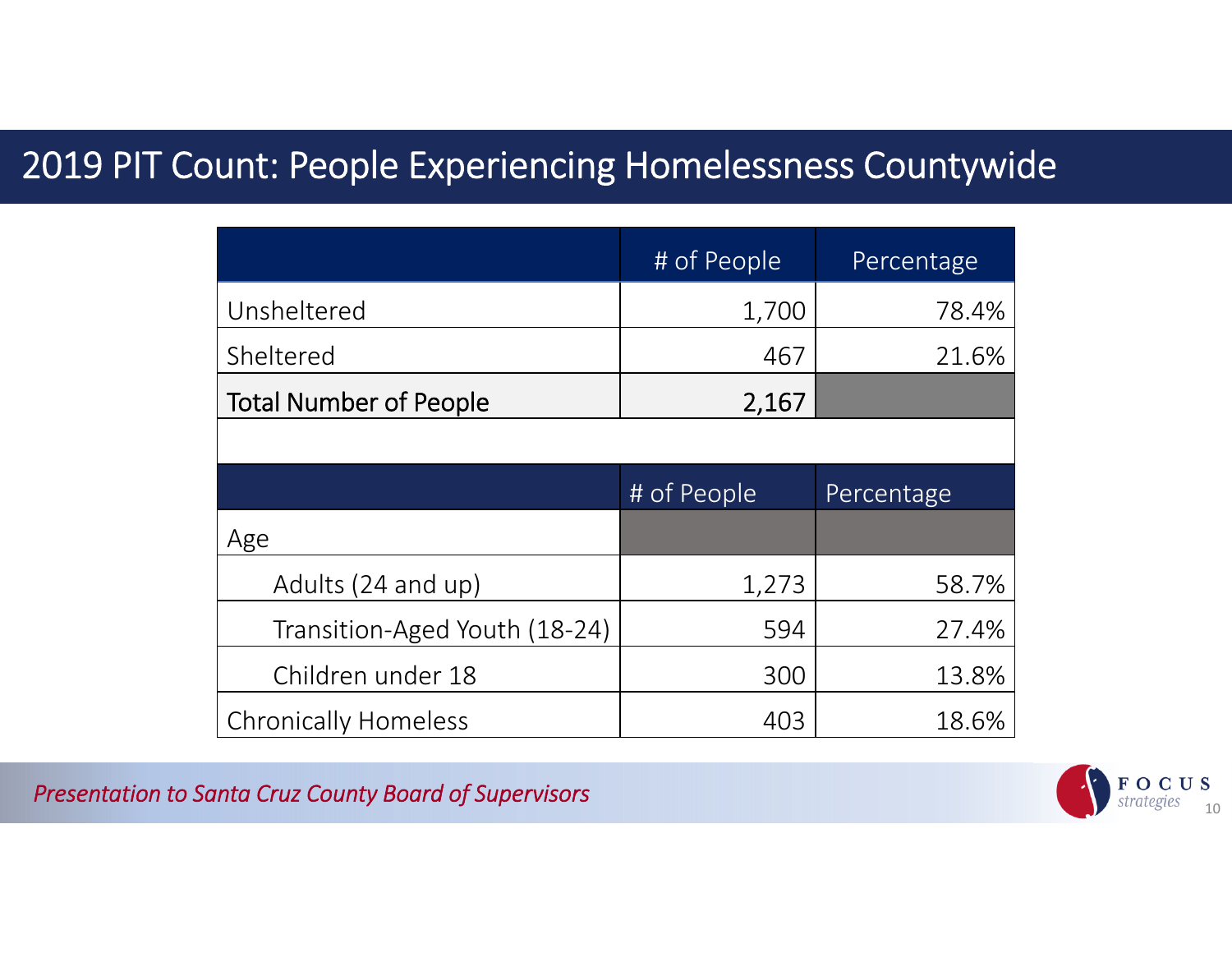# 2019 PIT Count: People Experiencing Homelessness Countywide

| | # of People | Percentage |
|---|---|---|
| Unsheltered | 1,700 | 78.4% |
| Sheltered | 467 | 21.6% |
| Total Number of People | 2,167 | |

| | # of People | Percentage |
|---|---|---|
| Age | | |
| Adults (24 and up) | 1,273 | 58.7% |
| Transition-Aged Youth (18-24) | 594 | 27.4% |
| Children under 18 | 300 | 13.8% |
| Chronically Homeless | 403 | 18.6% |

*Presentation to Santa Cruz County Board of Supervisors*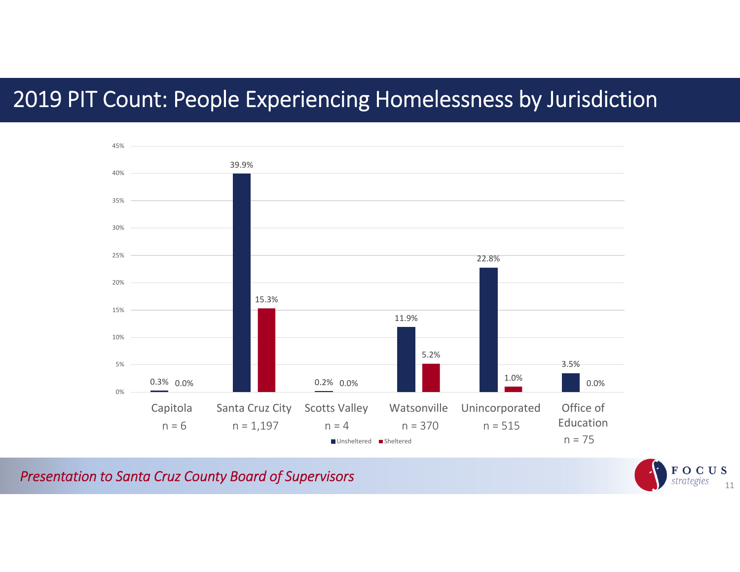# 2019 PIT Count: People Experiencing Homelessness by Jurisdiction

| Jurisdiction | Unsheltered | Sheltered |
|---|---|---|
| Capitola (n = 6) | 0.3% | 0.0% |
| Santa Cruz City (n = 1,197) | 39.9% | 15.3% |
| Scotts Valley (n = 4) | 0.2% | 0.0% |
| Watsonville (n = 370) | 11.9% | 5.2% |
| Unincorporated (n = 515) | 22.8% | 1.0% |
| Office of Education (n = 75) | 3.5% | 0.0% |

*Presentation to Santa Cruz County Board of Supervisors*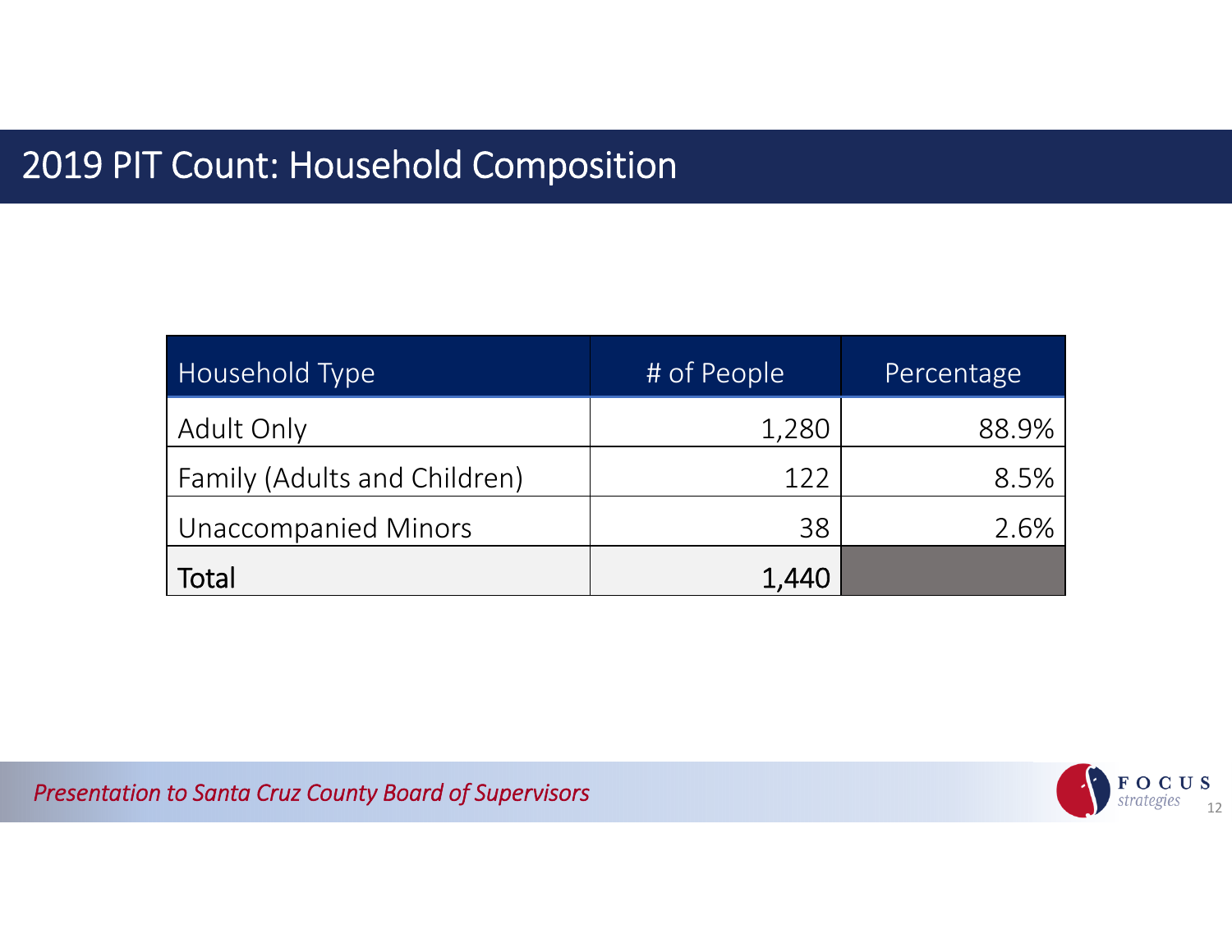# 2019 PIT Count: Household Composition

| Household Type | # of People | Percentage |
|---|---|---|
| Adult Only | 1,280 | 88.9% |
| Family (Adults and Children) | 122 | 8.5% |
| Unaccompanied Minors | 38 | 2.6% |
| Total | 1,440 | |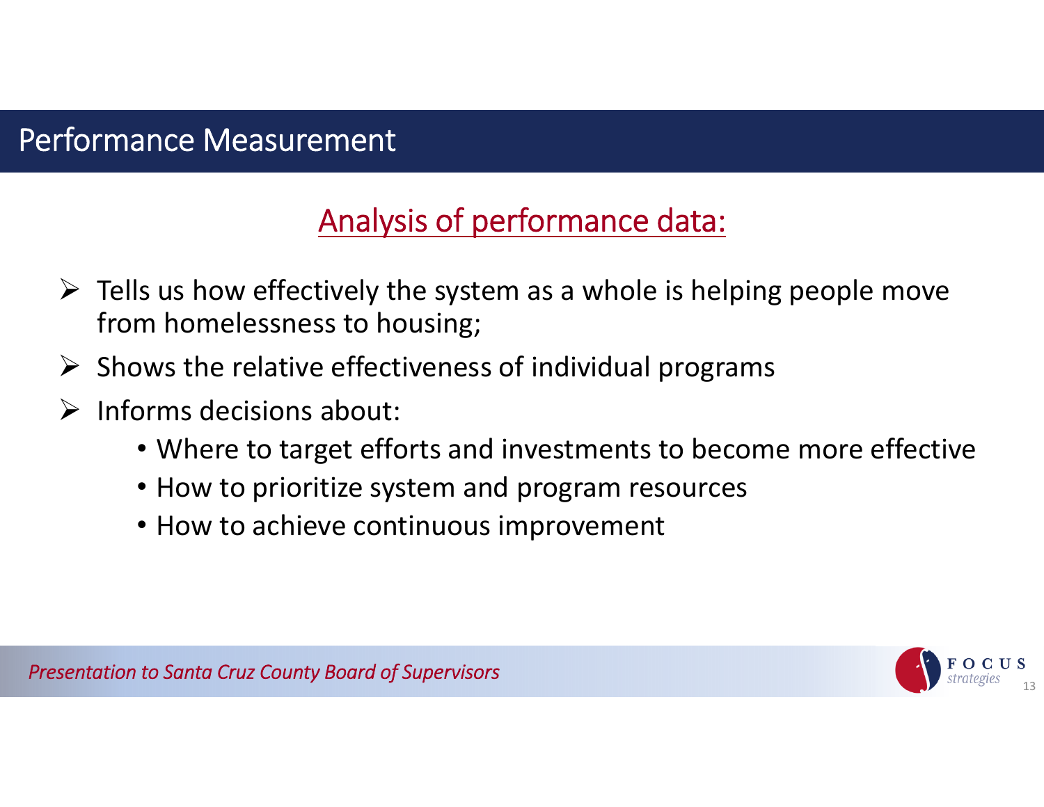# Performance Measurement

## Analysis of performance data:

- Tells us how effectively the system as a whole is helping people move from homelessness to housing;
- Shows the relative effectiveness of individual programs
- Informs decisions about:
  - Where to target efforts and investments to become more effective
  - How to prioritize system and program resources
  - How to achieve continuous improvement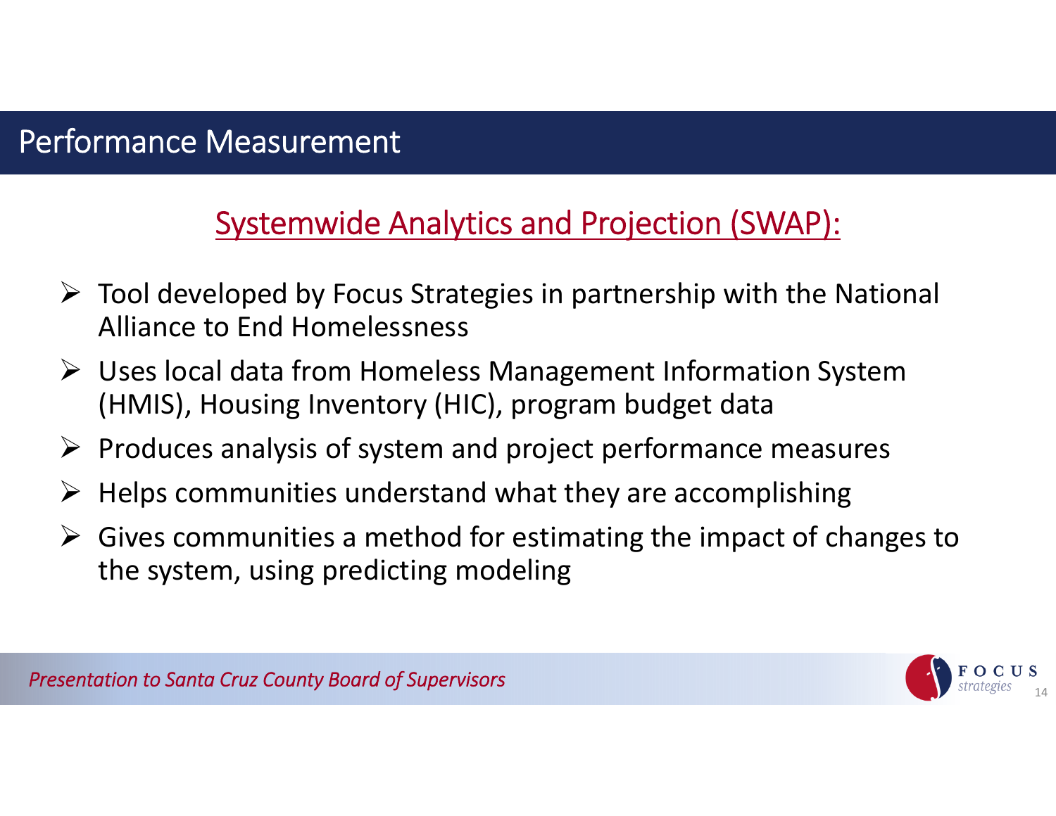# Performance Measurement

## Systemwide Analytics and Projection (SWAP):

- Tool developed by Focus Strategies in partnership with the National Alliance to End Homelessness
- Uses local data from Homeless Management Information System (HMIS), Housing Inventory (HIC), program budget data
- Produces analysis of system and project performance measures
- Helps communities understand what they are accomplishing
- Gives communities a method for estimating the impact of changes to the system, using predicting modeling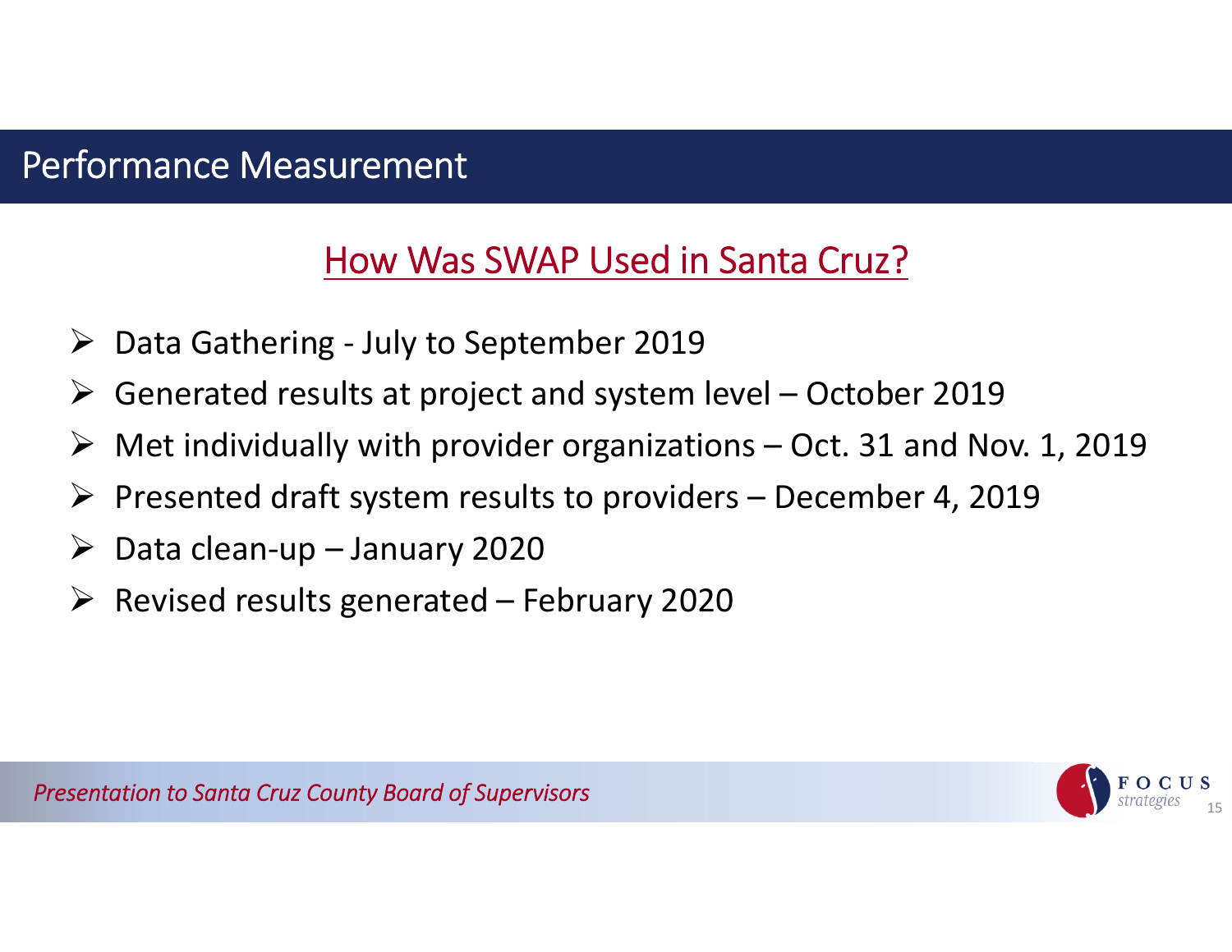# Performance Measurement

## How Was SWAP Used in Santa Cruz?

- Data Gathering - July to September 2019
- Generated results at project and system level – October 2019
- Met individually with provider organizations – Oct. 31 and Nov. 1, 2019
- Presented draft system results to providers – December 4, 2019
- Data clean-up – January 2020
- Revised results generated – February 2020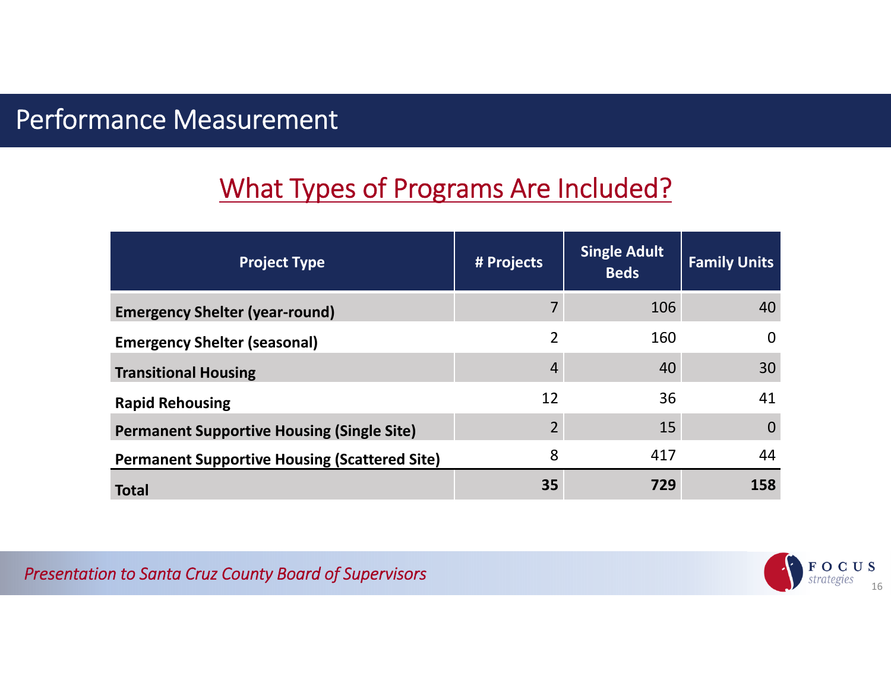# Performance Measurement

## What Types of Programs Are Included?

| Project Type | # Projects | Single Adult Beds | Family Units |
|---|---|---|---|
| **Emergency Shelter (year-round)** | 7 | 106 | 40 |
| **Emergency Shelter (seasonal)** | 2 | 160 | 0 |
| **Transitional Housing** | 4 | 40 | 30 |
| **Rapid Rehousing** | 12 | 36 | 41 |
| **Permanent Supportive Housing (Single Site)** | 2 | 15 | 0 |
| **Permanent Supportive Housing (Scattered Site)** | 8 | 417 | 44 |
| **Total** | **35** | **729** | **158** |

*Presentation to Santa Cruz County Board of Supervisors*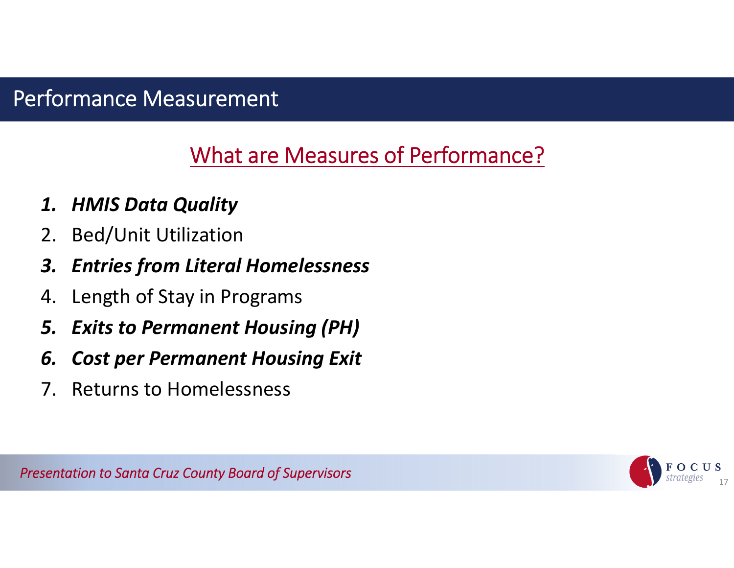# Performance Measurement

## What are Measures of Performance?

1. ***HMIS Data Quality***
2. Bed/Unit Utilization
3. ***Entries from Literal Homelessness***
4. Length of Stay in Programs
5. ***Exits to Permanent Housing (PH)***
6. ***Cost per Permanent Housing Exit***
7. Returns to Homelessness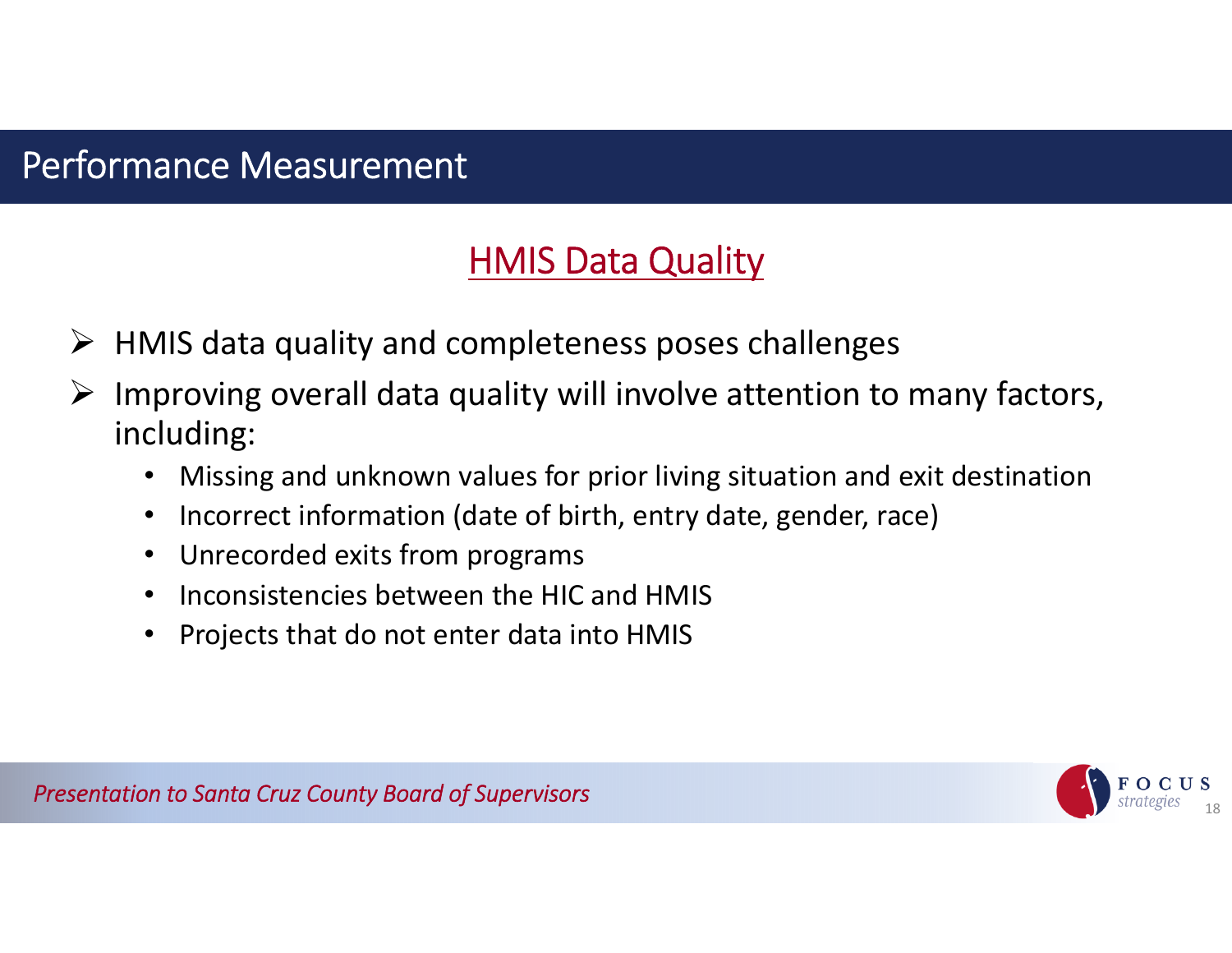# Performance Measurement

## HMIS Data Quality

- HMIS data quality and completeness poses challenges
- Improving overall data quality will involve attention to many factors, including:
  - Missing and unknown values for prior living situation and exit destination
  - Incorrect information (date of birth, entry date, gender, race)
  - Unrecorded exits from programs
  - Inconsistencies between the HIC and HMIS
  - Projects that do not enter data into HMIS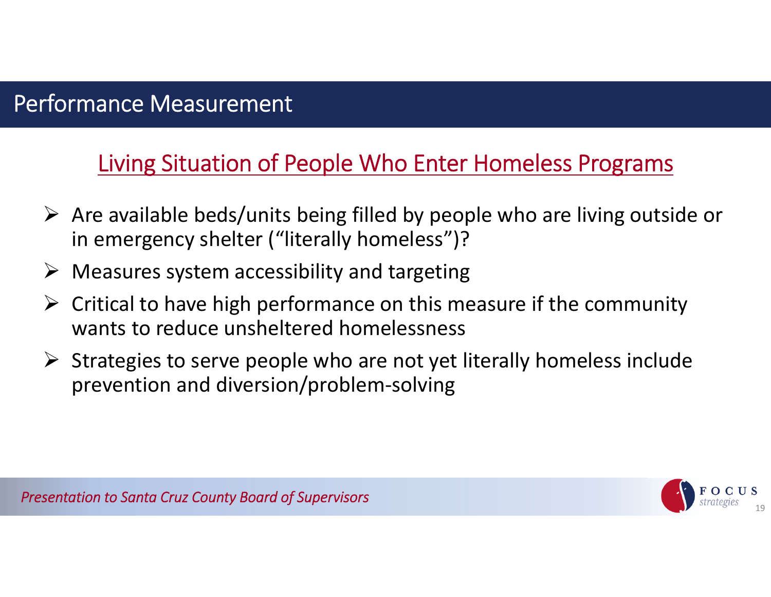# Performance Measurement

## Living Situation of People Who Enter Homeless Programs

- Are available beds/units being filled by people who are living outside or in emergency shelter ("literally homeless")?
- Measures system accessibility and targeting
- Critical to have high performance on this measure if the community wants to reduce unsheltered homelessness
- Strategies to serve people who are not yet literally homeless include prevention and diversion/problem-solving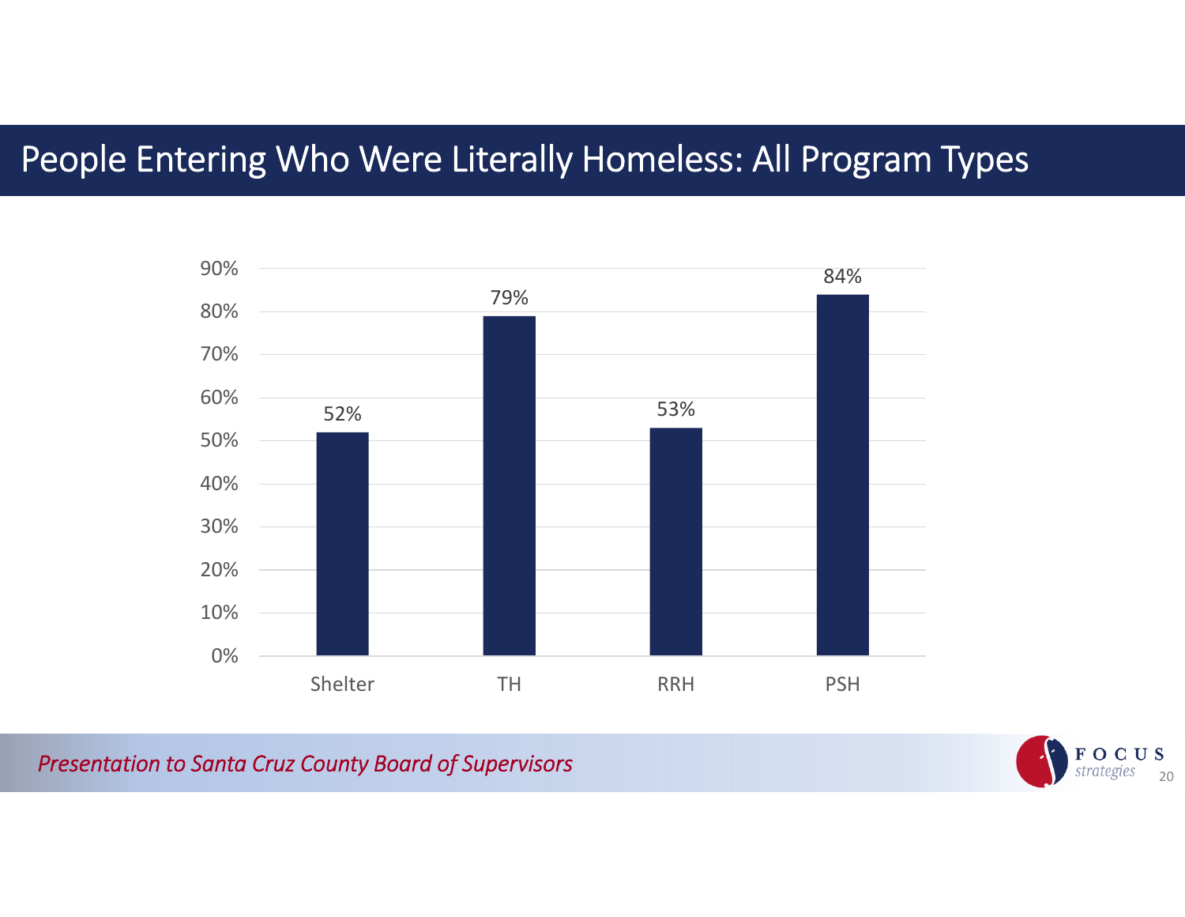# People Entering Who Were Literally Homeless: All Program Types

| Program Type | Percent |
| --- | --- |
| Shelter | 52% |
| TH | 79% |
| RRH | 53% |
| PSH | 84% |

*Presentation to Santa Cruz County Board of Supervisors*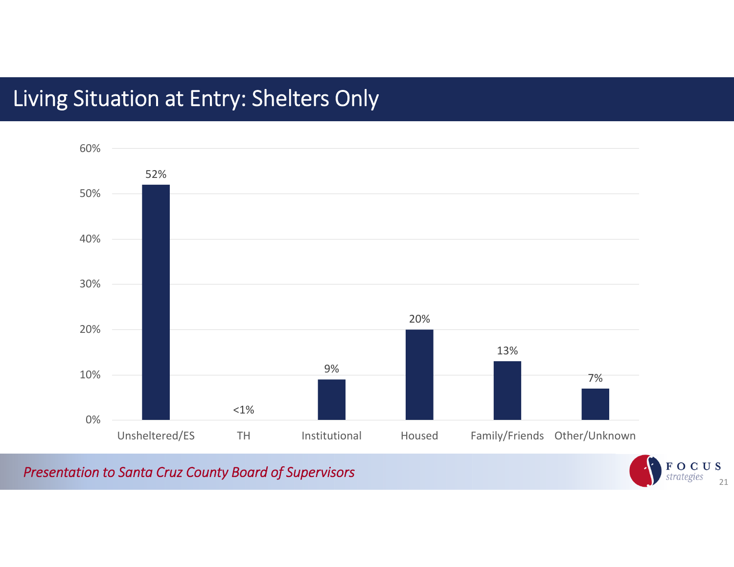# Living Situation at Entry: Shelters Only

| Living Situation | Percent |
| --- | --- |
| Unsheltered/ES | 52% |
| TH | <1% |
| Institutional | 9% |
| Housed | 20% |
| Family/Friends | 13% |
| Other/Unknown | 7% |

*Presentation to Santa Cruz County Board of Supervisors*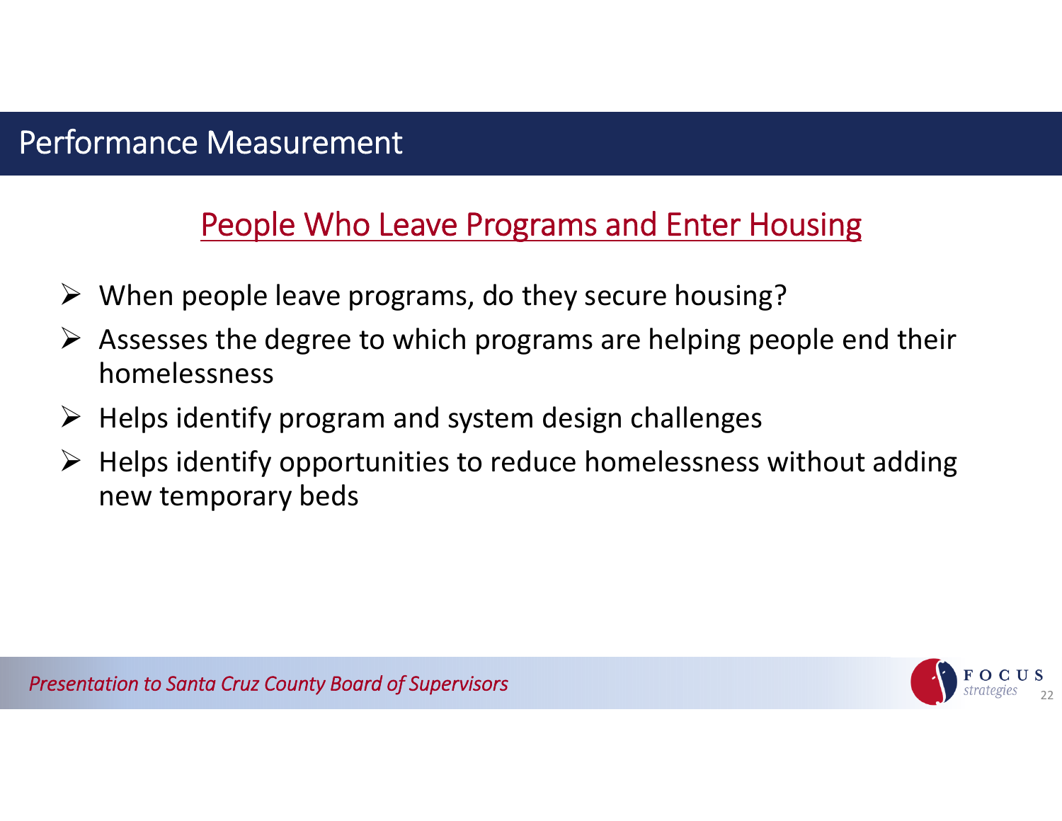# Performance Measurement

## People Who Leave Programs and Enter Housing

- When people leave programs, do they secure housing?
- Assesses the degree to which programs are helping people end their homelessness
- Helps identify program and system design challenges
- Helps identify opportunities to reduce homelessness without adding new temporary beds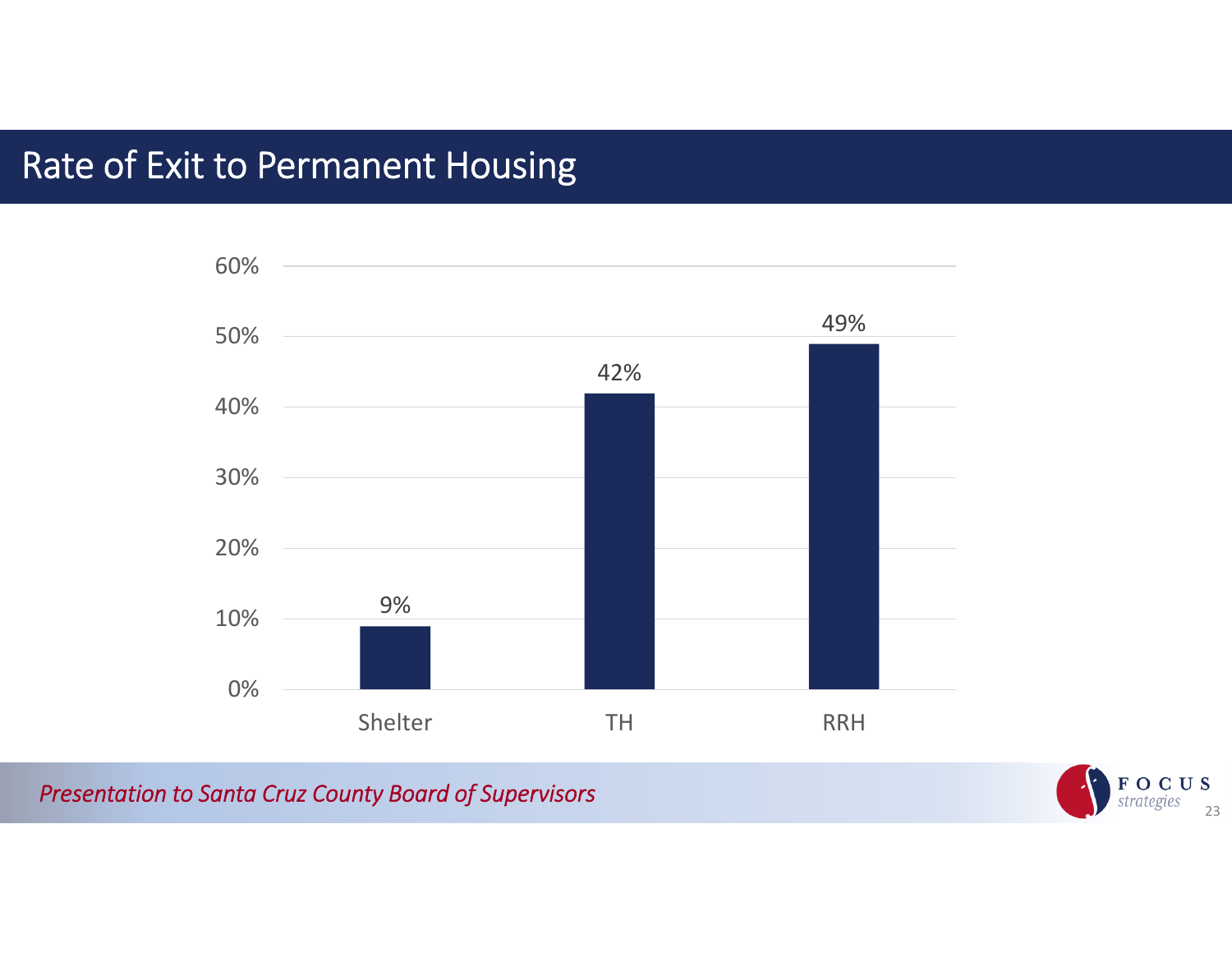# Rate of Exit to Permanent Housing

| | Rate of Exit to Permanent Housing |
|---|---|
| Shelter | 9% |
| TH | 42% |
| RRH | 49% |

*Presentation to Santa Cruz County Board of Supervisors*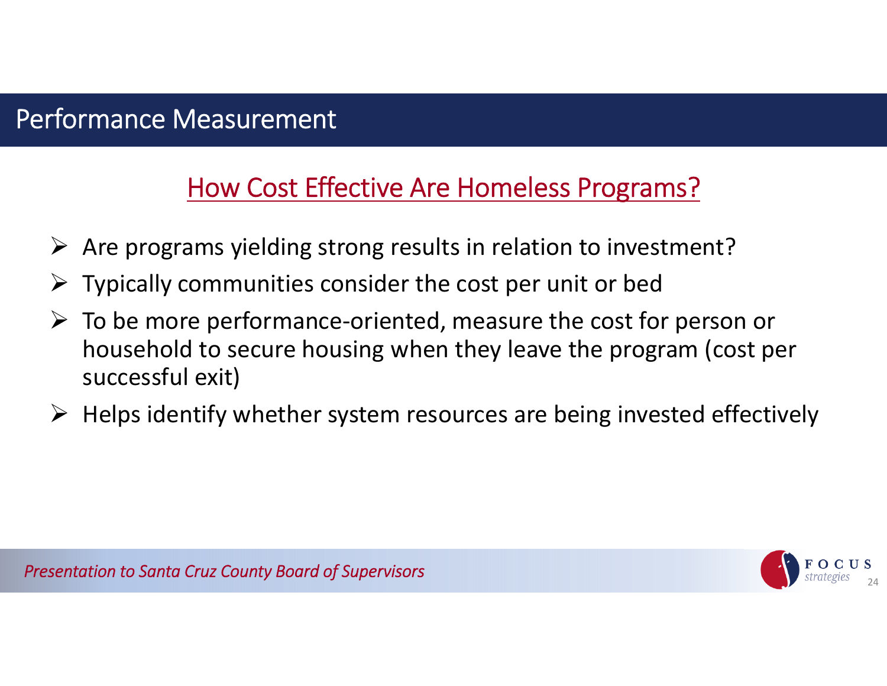# Performance Measurement

## How Cost Effective Are Homeless Programs?

- Are programs yielding strong results in relation to investment?
- Typically communities consider the cost per unit or bed
- To be more performance-oriented, measure the cost for person or household to secure housing when they leave the program (cost per successful exit)
- Helps identify whether system resources are being invested effectively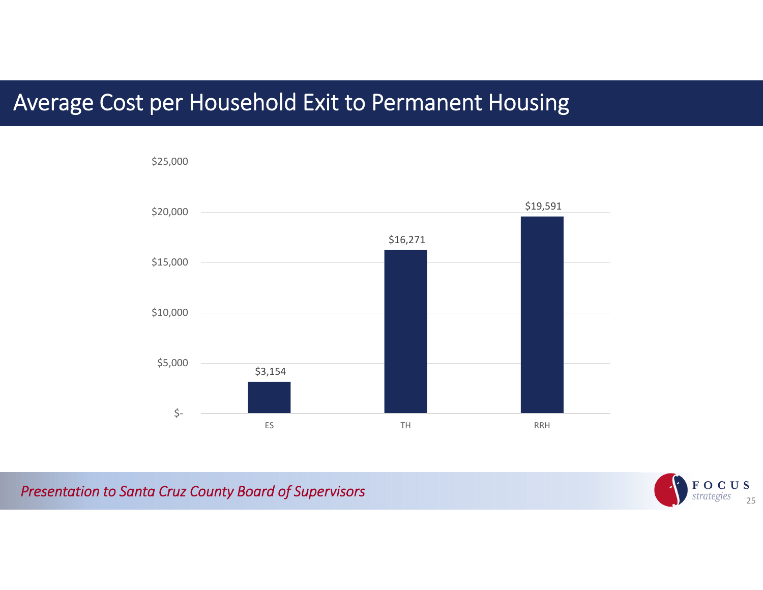# Average Cost per Household Exit to Permanent Housing

| | ES | TH | RRH |
|---|---|---|---|
| Average Cost | $3,154 | $16,271 | $19,591 |

*Presentation to Santa Cruz County Board of Supervisors*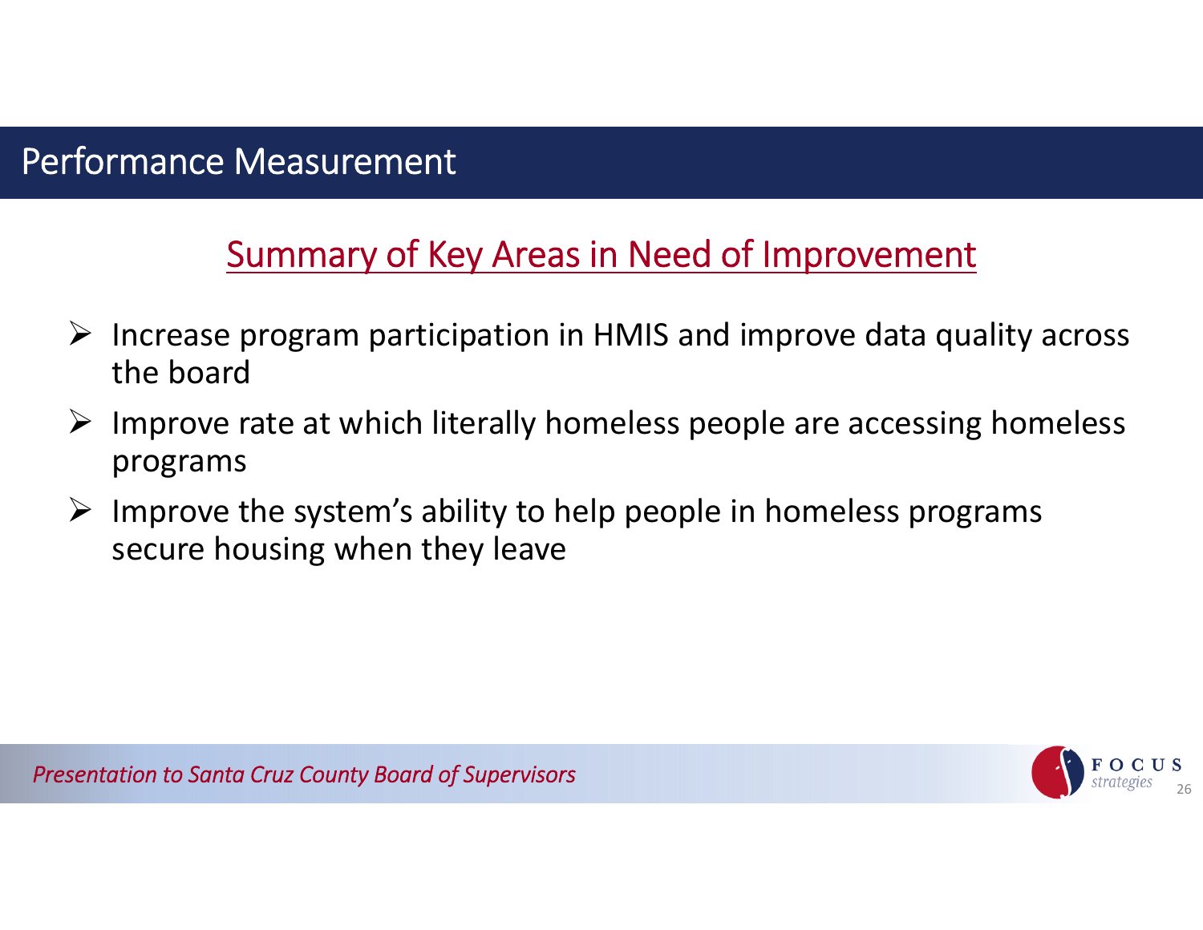# Performance Measurement

## Summary of Key Areas in Need of Improvement

- Increase program participation in HMIS and improve data quality across the board
- Improve rate at which literally homeless people are accessing homeless programs
- Improve the system's ability to help people in homeless programs secure housing when they leave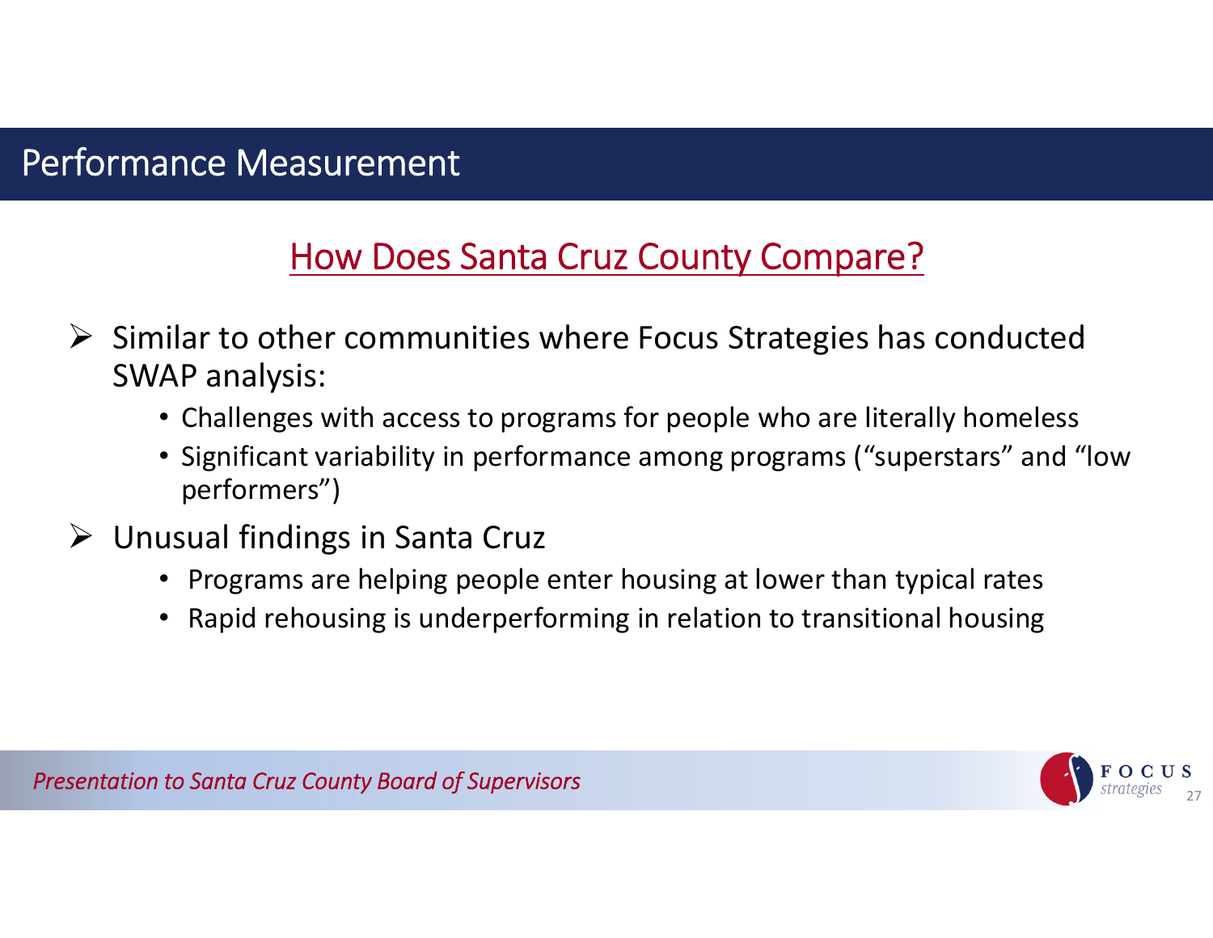## Performance Measurement

### How Does Santa Cruz County Compare?

- Similar to other communities where Focus Strategies has conducted SWAP analysis:
  - Challenges with access to programs for people who are literally homeless
  - Significant variability in performance among programs ("superstars" and "low performers")
- Unusual findings in Santa Cruz
  - Programs are helping people enter housing at lower than typical rates
  - Rapid rehousing is underperforming in relation to transitional housing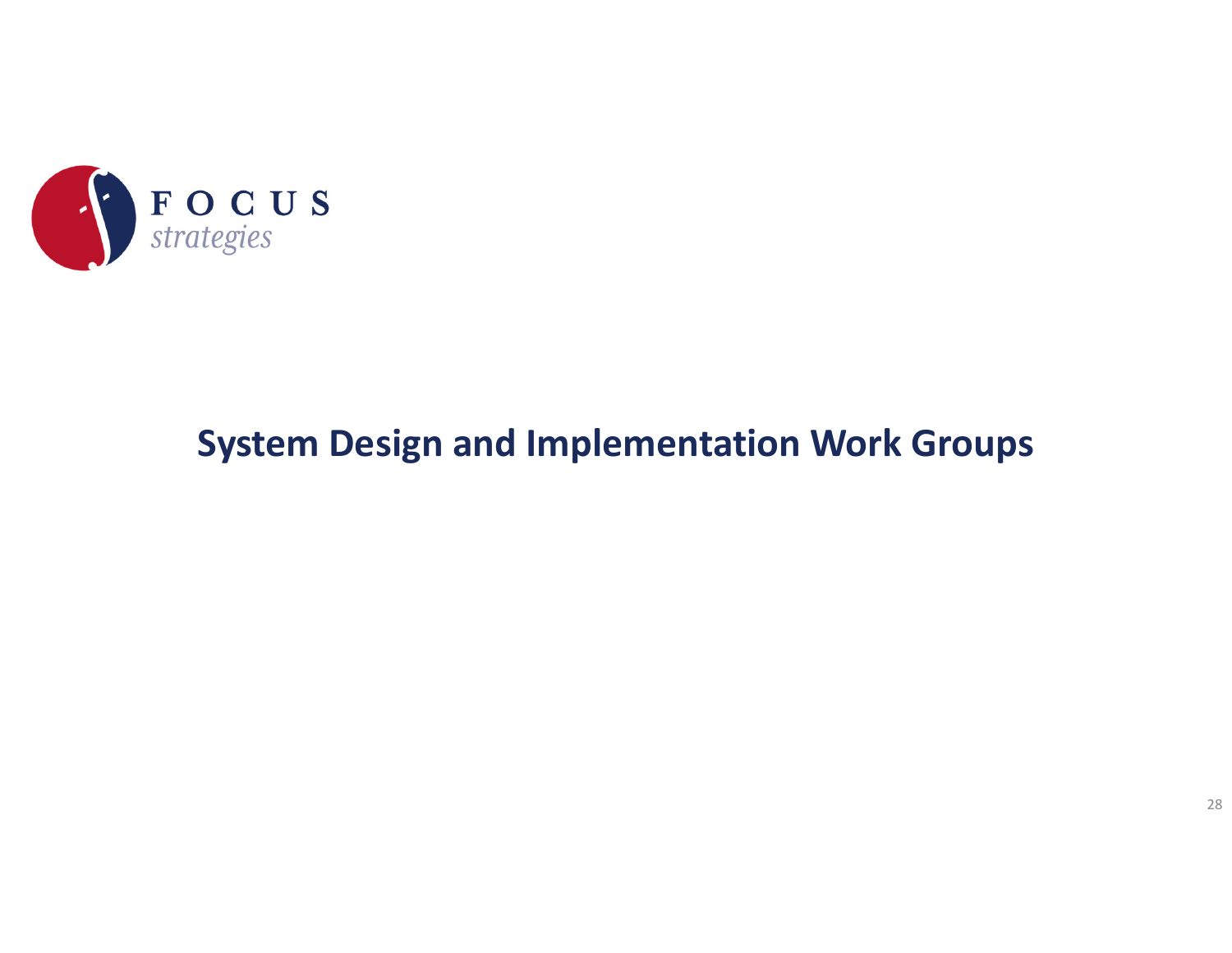# System Design and Implementation Work Groups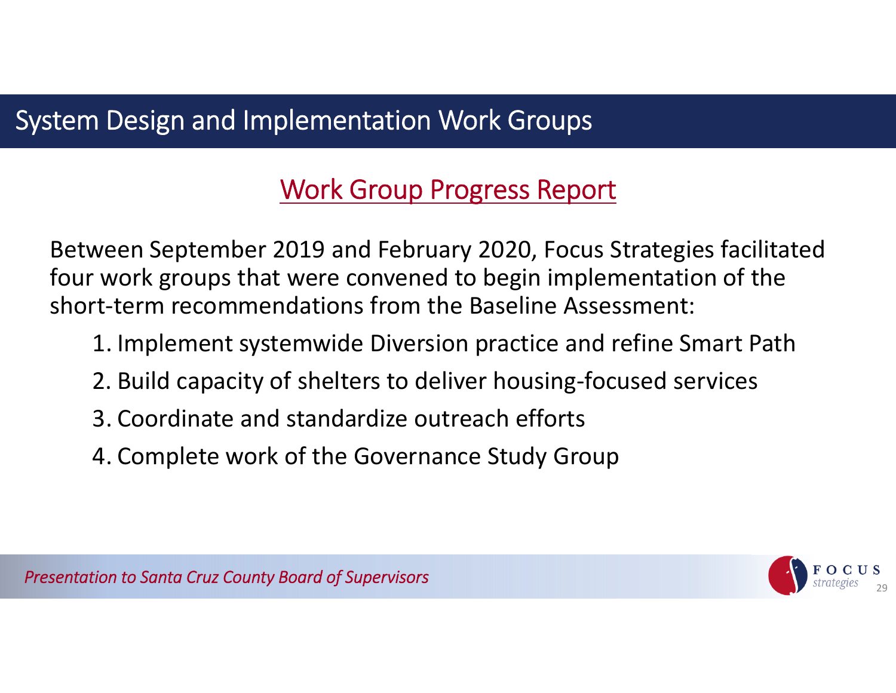# System Design and Implementation Work Groups

## Work Group Progress Report

Between September 2019 and February 2020, Focus Strategies facilitated four work groups that were convened to begin implementation of the short-term recommendations from the Baseline Assessment:

1. Implement systemwide Diversion practice and refine Smart Path
2. Build capacity of shelters to deliver housing-focused services
3. Coordinate and standardize outreach efforts
4. Complete work of the Governance Study Group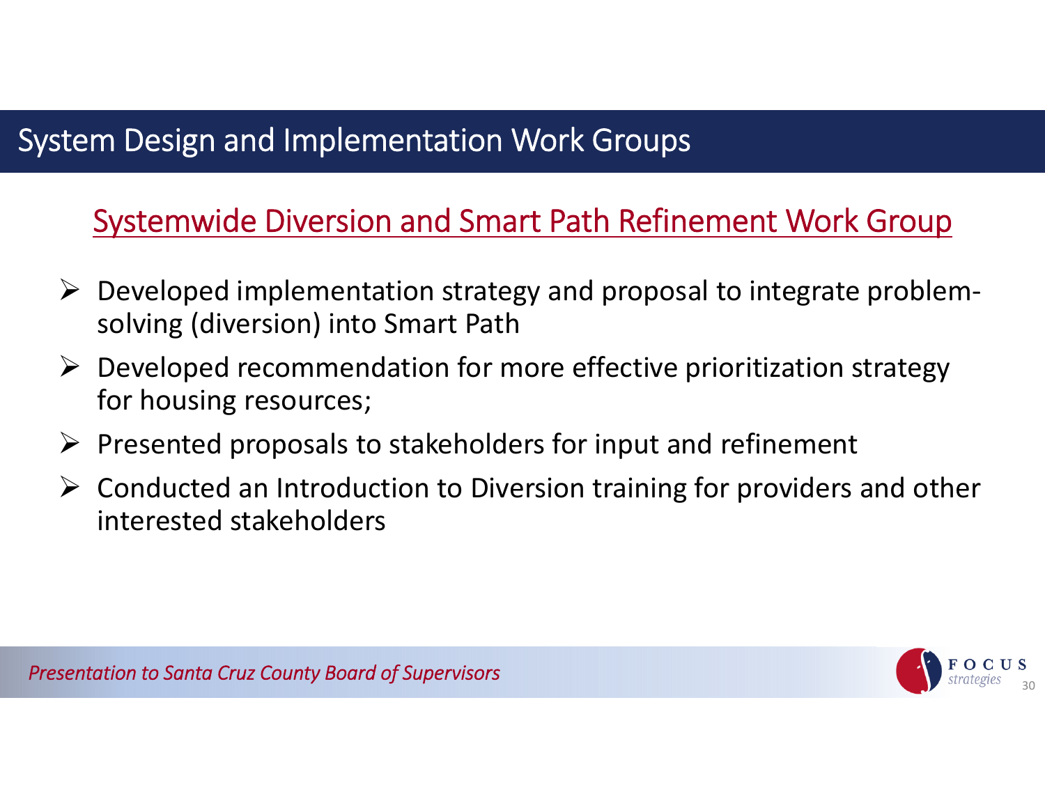# System Design and Implementation Work Groups

## Systemwide Diversion and Smart Path Refinement Work Group

- Developed implementation strategy and proposal to integrate problem-solving (diversion) into Smart Path
- Developed recommendation for more effective prioritization strategy for housing resources;
- Presented proposals to stakeholders for input and refinement
- Conducted an Introduction to Diversion training for providers and other interested stakeholders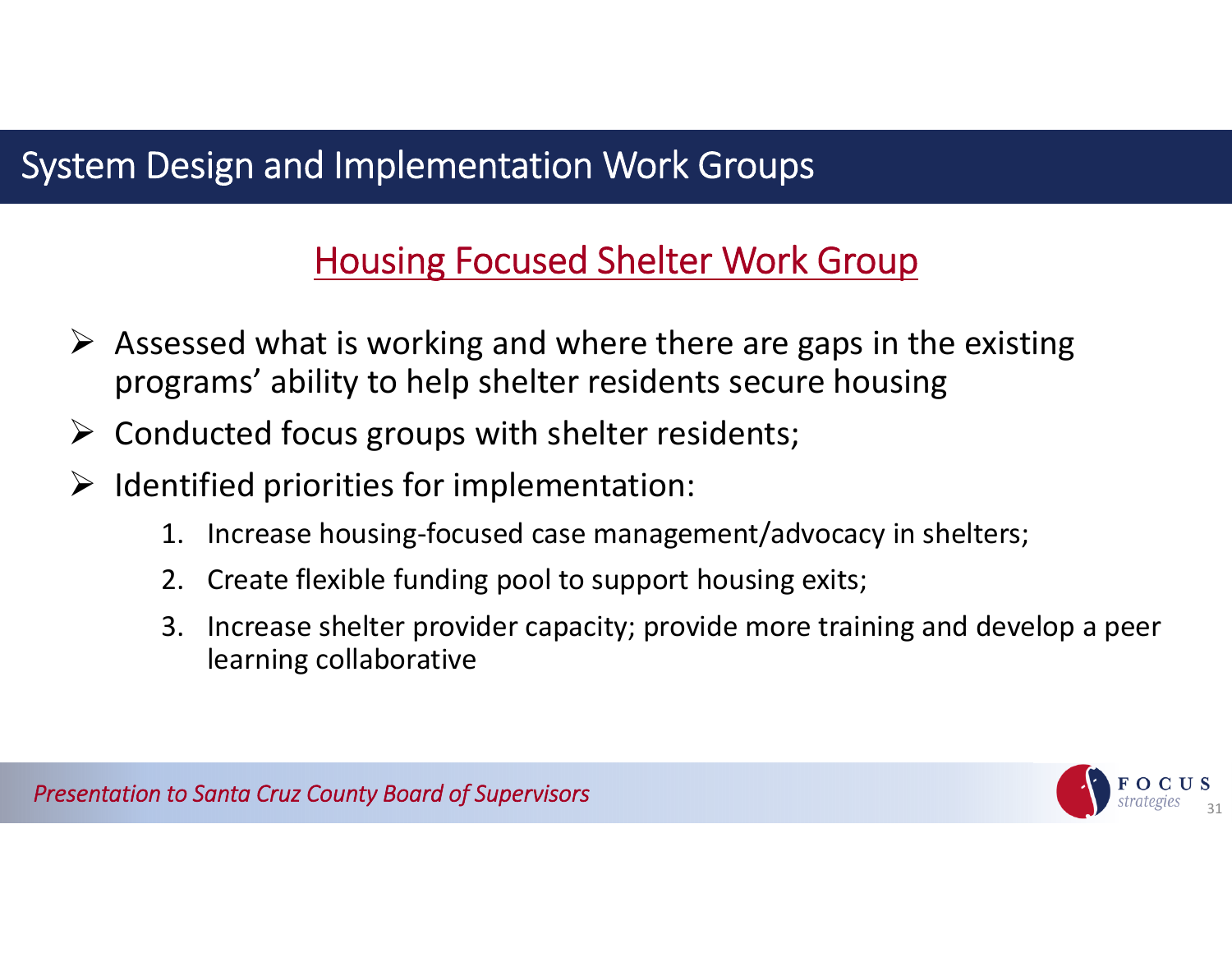# System Design and Implementation Work Groups

## Housing Focused Shelter Work Group

- Assessed what is working and where there are gaps in the existing programs' ability to help shelter residents secure housing
- Conducted focus groups with shelter residents;
- Identified priorities for implementation:
    1. Increase housing-focused case management/advocacy in shelters;
    2. Create flexible funding pool to support housing exits;
    3. Increase shelter provider capacity; provide more training and develop a peer learning collaborative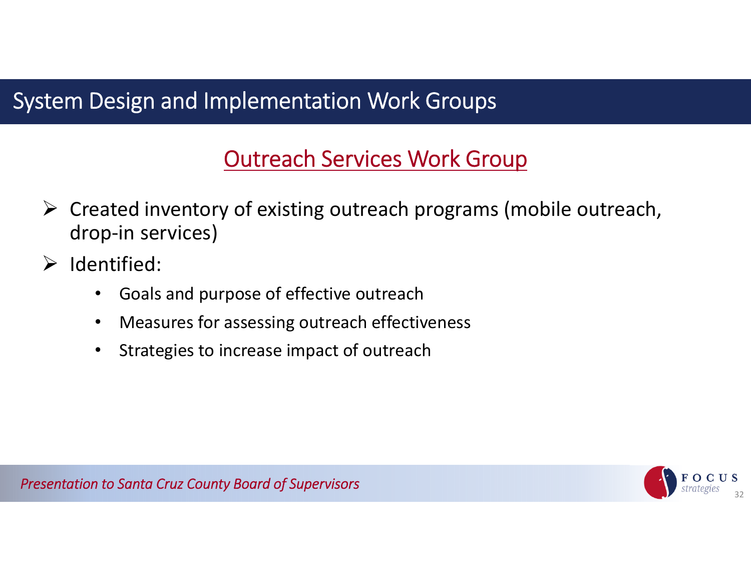# System Design and Implementation Work Groups

## Outreach Services Work Group

- Created inventory of existing outreach programs (mobile outreach, drop-in services)
- Identified:
  - Goals and purpose of effective outreach
  - Measures for assessing outreach effectiveness
  - Strategies to increase impact of outreach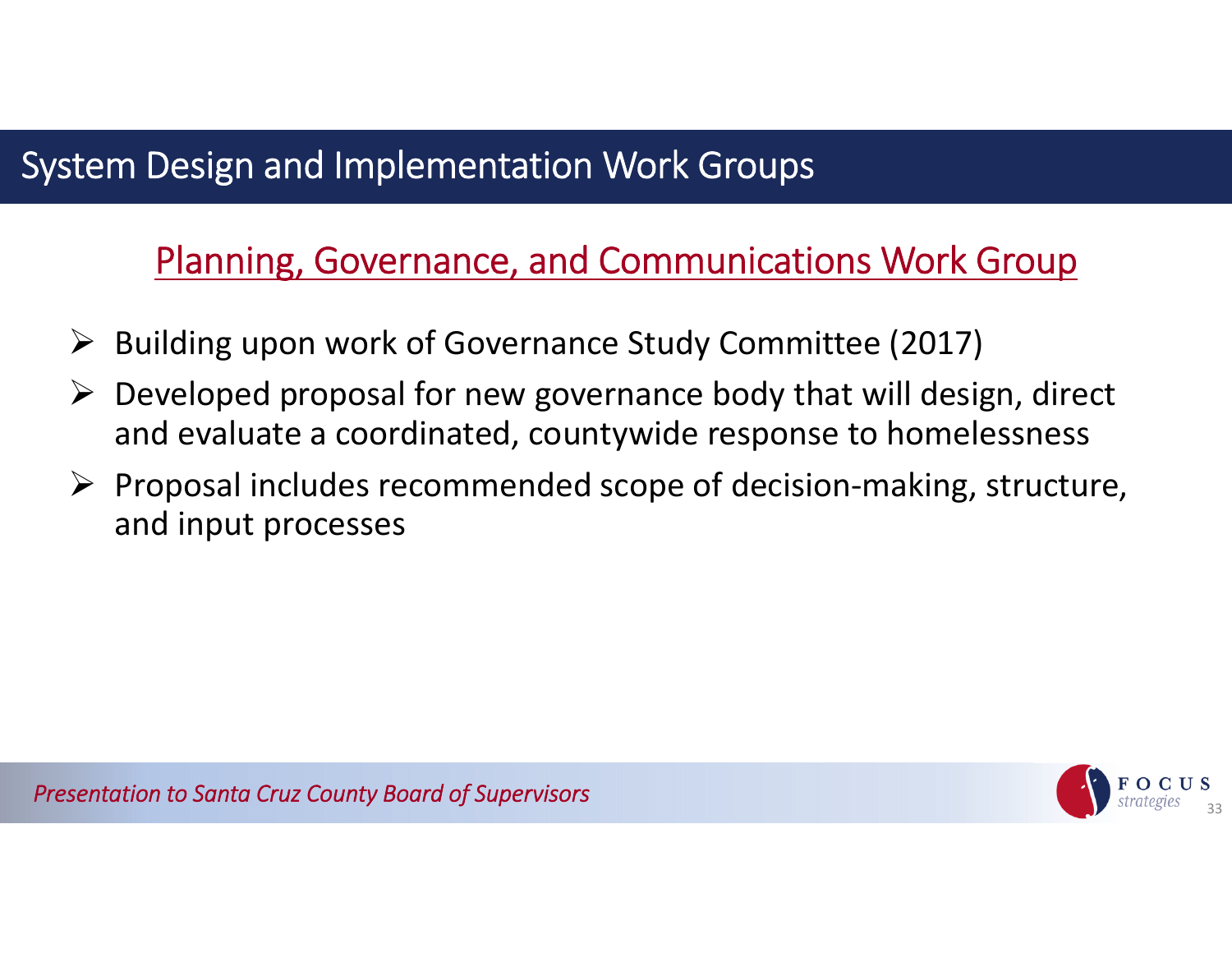# System Design and Implementation Work Groups

## Planning, Governance, and Communications Work Group

- Building upon work of Governance Study Committee (2017)
- Developed proposal for new governance body that will design, direct and evaluate a coordinated, countywide response to homelessness
- Proposal includes recommended scope of decision-making, structure, and input processes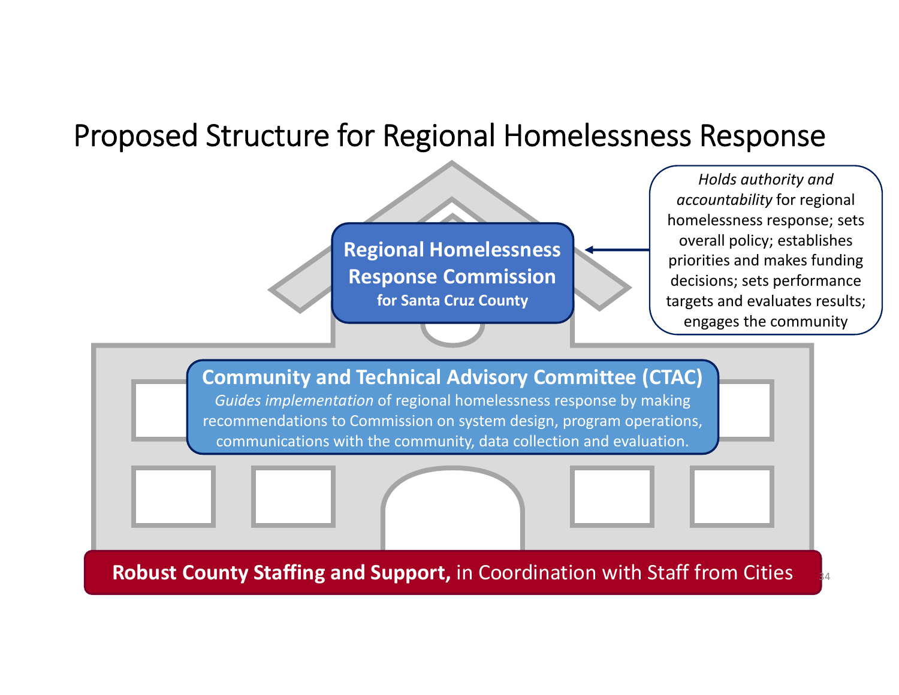# Proposed Structure for Regional Homelessness Response

**Regional Homelessness Response Commission**
**for Santa Cruz County**

*Holds authority and accountability* for regional homelessness response; sets overall policy; establishes priorities and makes funding decisions; sets performance targets and evaluates results; engages the community

**Community and Technical Advisory Committee (CTAC)**
*Guides implementation* of regional homelessness response by making recommendations to Commission on system design, program operations, communications with the community, data collection and evaluation.

**Robust County Staffing and Support,** in Coordination with Staff from Cities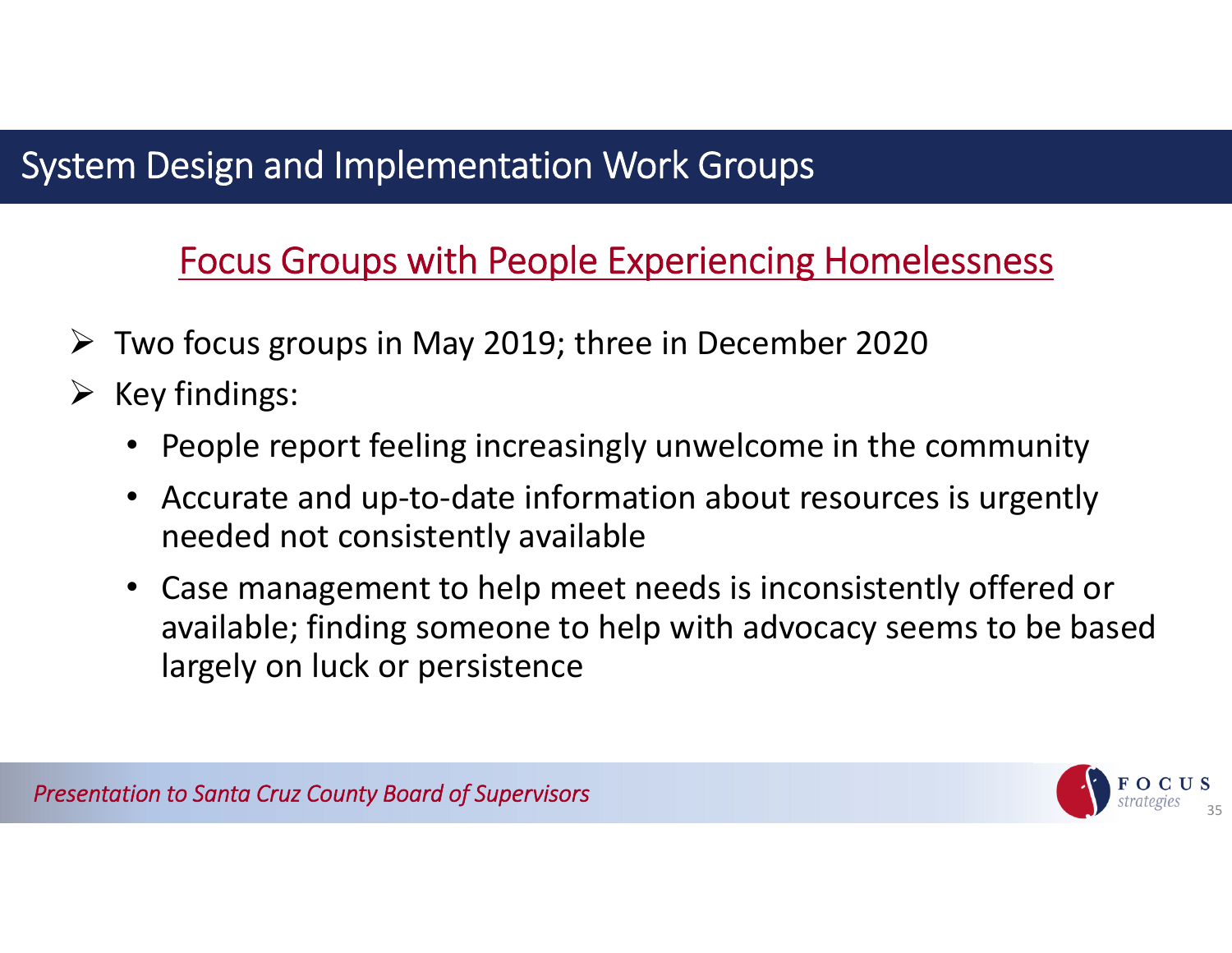# System Design and Implementation Work Groups

## Focus Groups with People Experiencing Homelessness

- Two focus groups in May 2019; three in December 2020
- Key findings:
  - People report feeling increasingly unwelcome in the community
  - Accurate and up-to-date information about resources is urgently needed not consistently available
  - Case management to help meet needs is inconsistently offered or available; finding someone to help with advocacy seems to be based largely on luck or persistence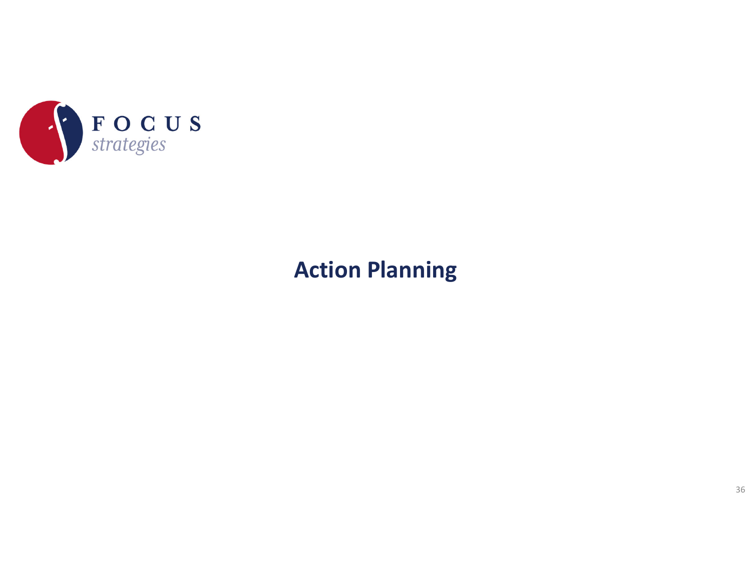FOCUS strategies

# Action Planning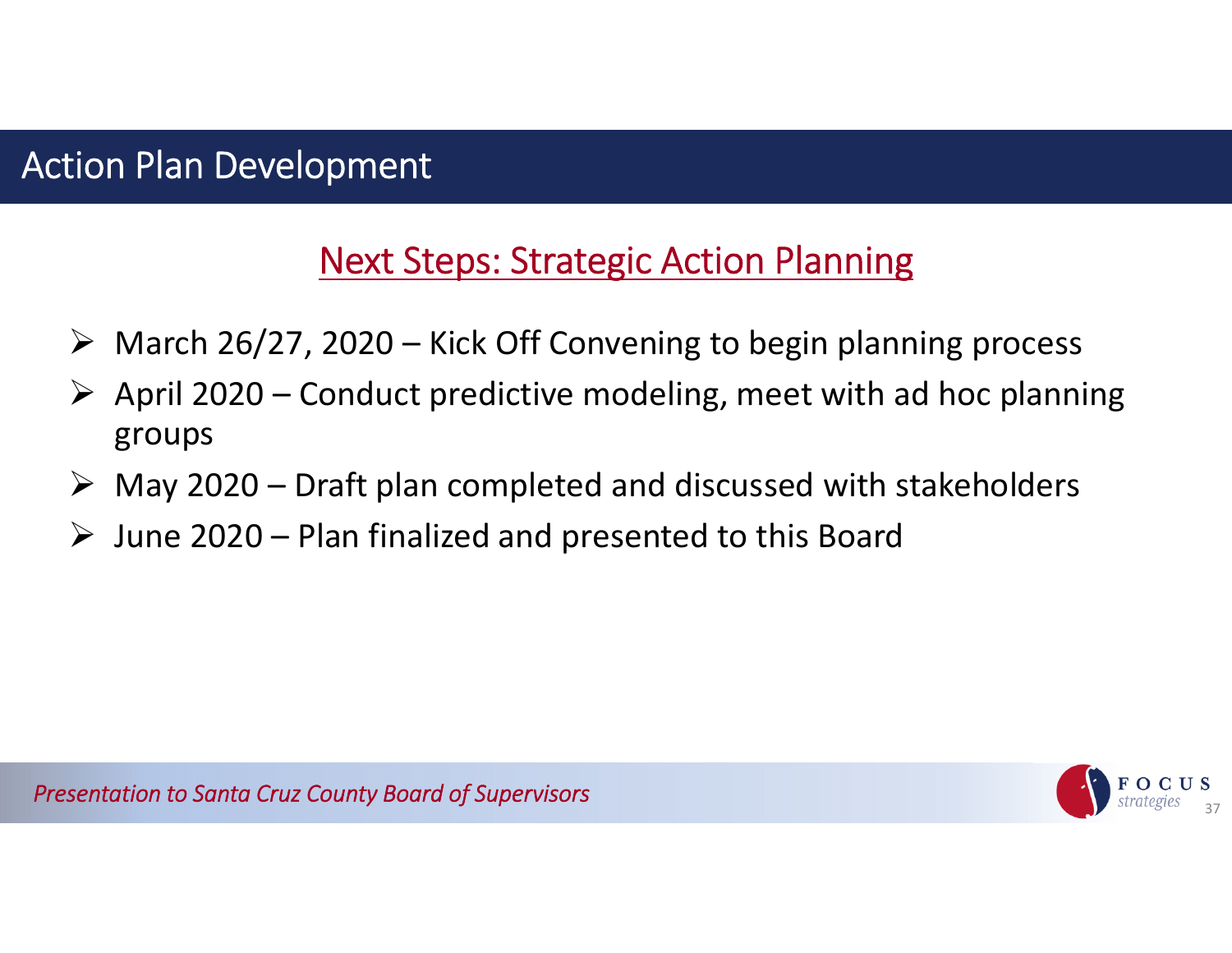# Action Plan Development

## Next Steps: Strategic Action Planning

- March 26/27, 2020 – Kick Off Convening to begin planning process
- April 2020 – Conduct predictive modeling, meet with ad hoc planning groups
- May 2020 – Draft plan completed and discussed with stakeholders
- June 2020 – Plan finalized and presented to this Board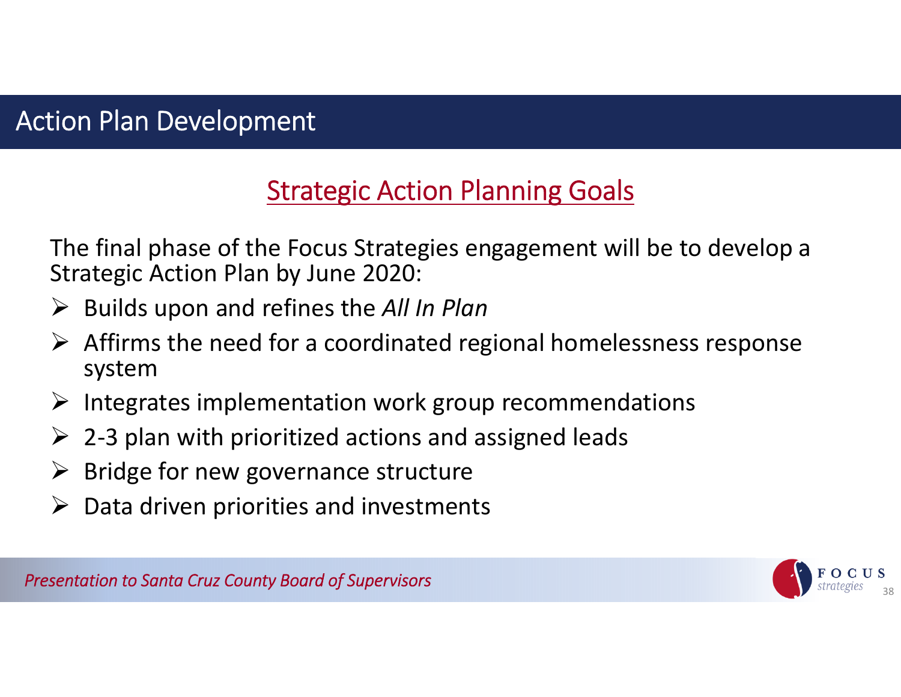# Action Plan Development

## Strategic Action Planning Goals

The final phase of the Focus Strategies engagement will be to develop a Strategic Action Plan by June 2020:

- Builds upon and refines the *All In Plan*
- Affirms the need for a coordinated regional homelessness response system
- Integrates implementation work group recommendations
- 2-3 plan with prioritized actions and assigned leads
- Bridge for new governance structure
- Data driven priorities and investments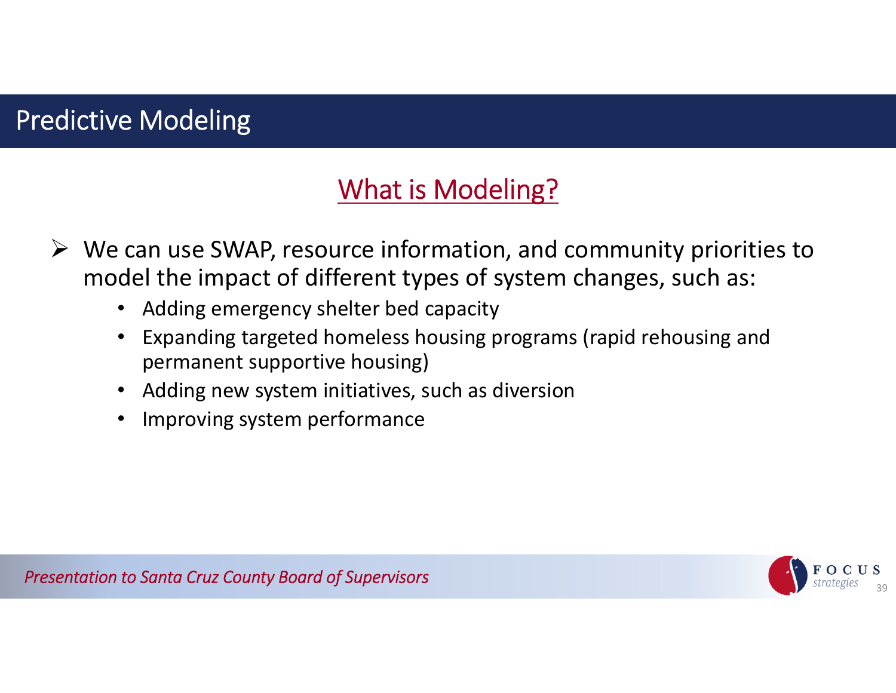# Predictive Modeling

## What is Modeling?

- We can use SWAP, resource information, and community priorities to model the impact of different types of system changes, such as:
  - Adding emergency shelter bed capacity
  - Expanding targeted homeless housing programs (rapid rehousing and permanent supportive housing)
  - Adding new system initiatives, such as diversion
  - Improving system performance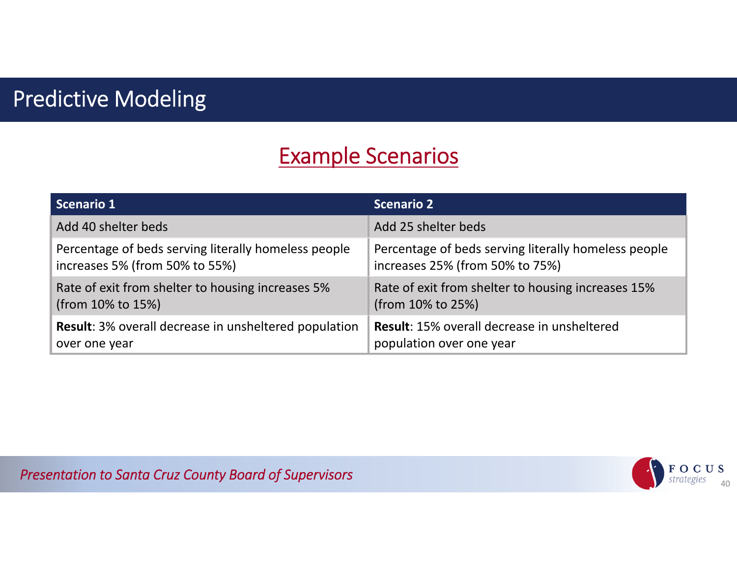# Predictive Modeling

## Example Scenarios

| Scenario 1 | Scenario 2 |
|---|---|
| Add 40 shelter beds | Add 25 shelter beds |
| Percentage of beds serving literally homeless people increases 5% (from 50% to 55%) | Percentage of beds serving literally homeless people increases 25% (from 50% to 75%) |
| Rate of exit from shelter to housing increases 5% (from 10% to 15%) | Rate of exit from shelter to housing increases 15% (from 10% to 25%) |
| **Result**: 3% overall decrease in unsheltered population over one year | **Result**: 15% overall decrease in unsheltered population over one year |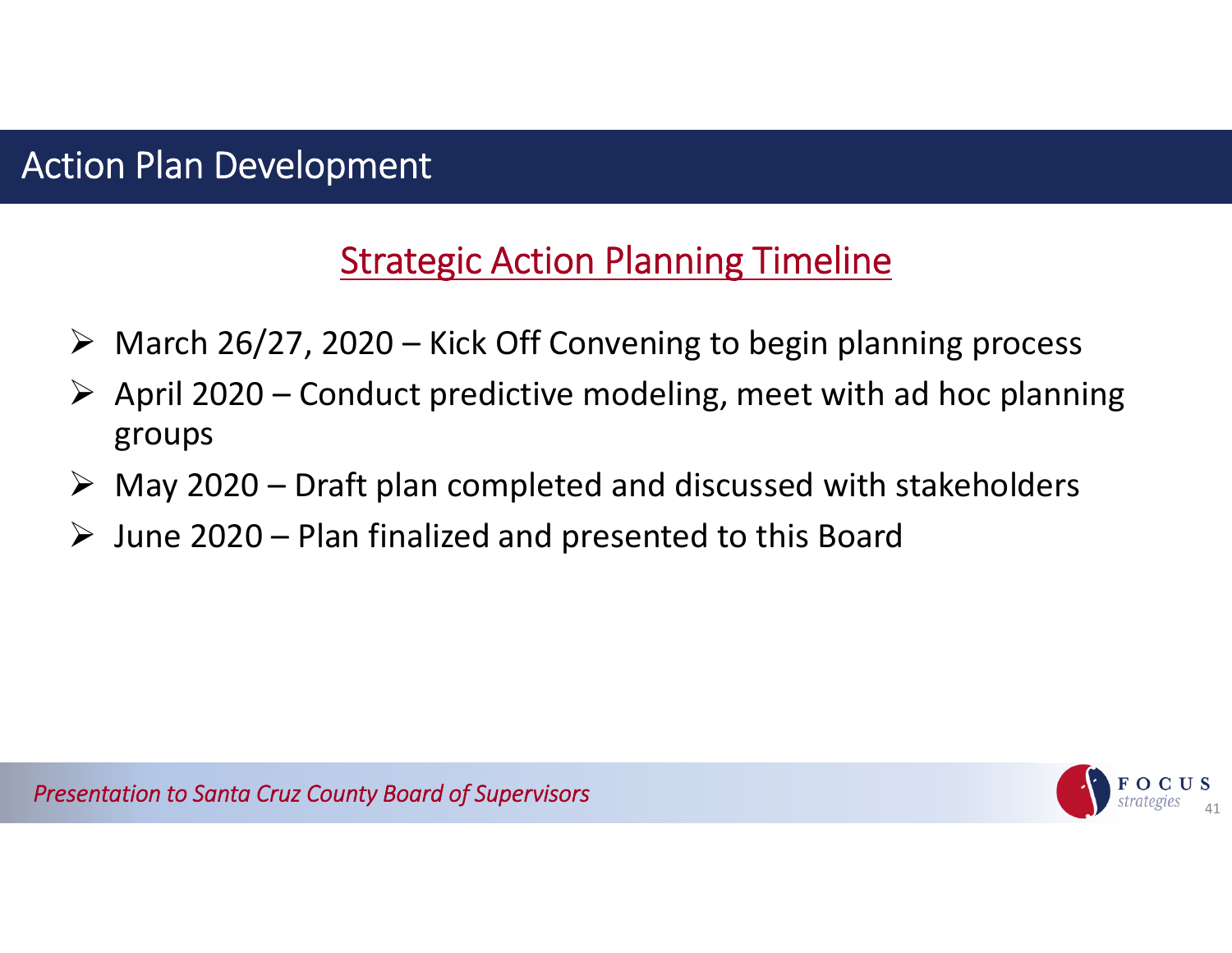# Action Plan Development

## Strategic Action Planning Timeline

- March 26/27, 2020 – Kick Off Convening to begin planning process
- April 2020 – Conduct predictive modeling, meet with ad hoc planning groups
- May 2020 – Draft plan completed and discussed with stakeholders
- June 2020 – Plan finalized and presented to this Board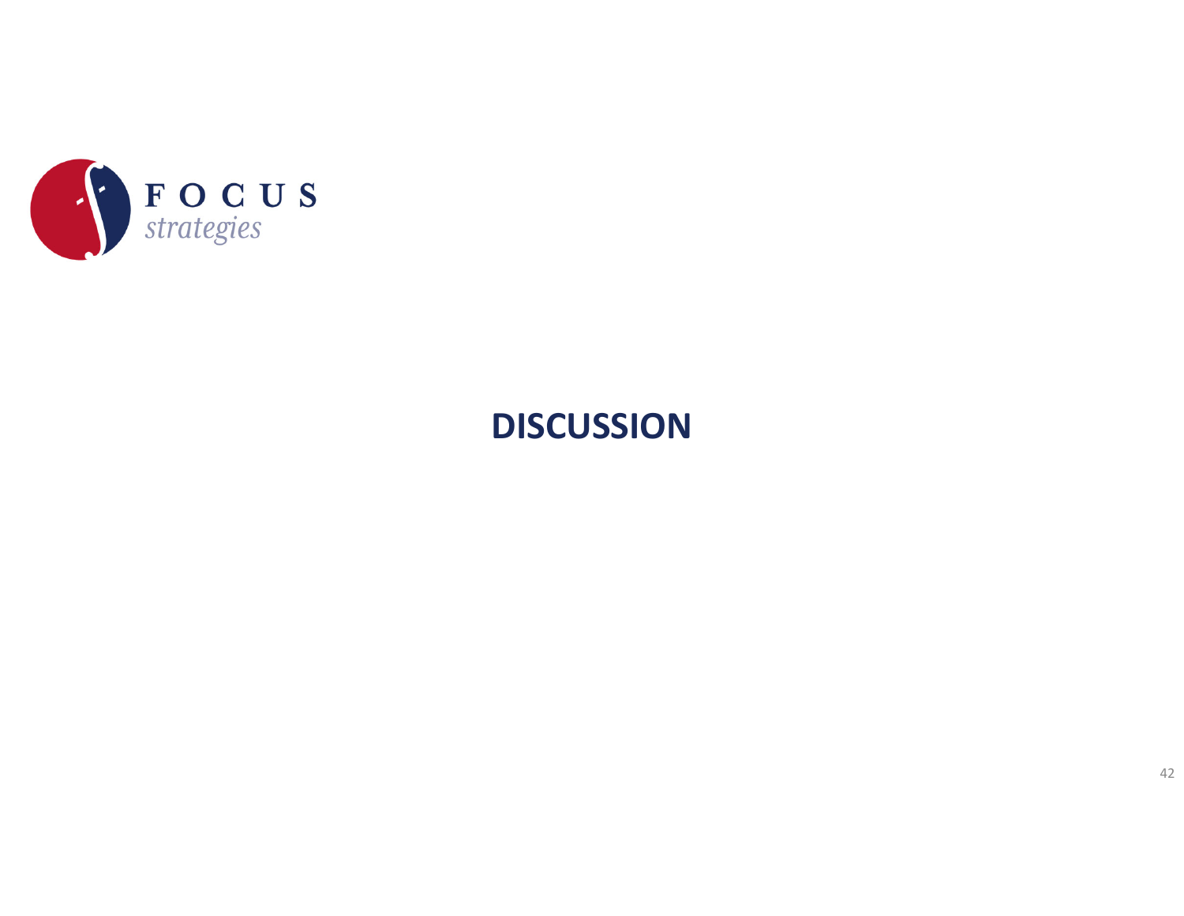FOCUS strategies

# DISCUSSION